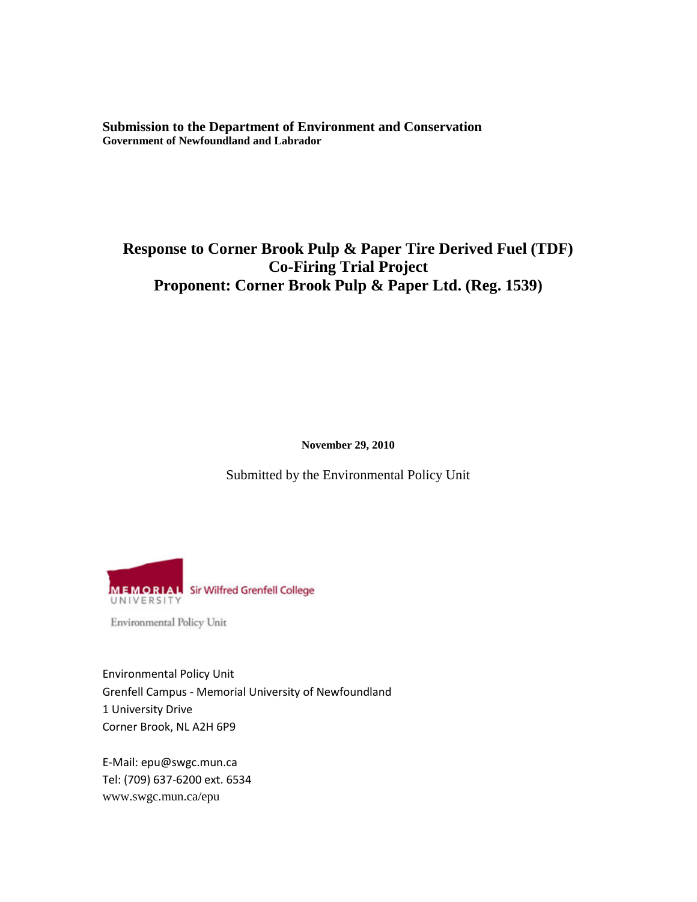**Submission to the Department of Environment and Conservation**
**Government of Newfoundland and Labrador**

# Response to Corner Brook Pulp & Paper Tire Derived Fuel (TDF) Co-Firing Trial Project
# Proponent: Corner Brook Pulp & Paper Ltd. (Reg. 1539)

**November 29, 2010**

Submitted by the Environmental Policy Unit

MEMORIAL UNIVERSITY Sir Wilfred Grenfell College

Environmental Policy Unit

Environmental Policy Unit
Grenfell Campus - Memorial University of Newfoundland
1 University Drive
Corner Brook, NL A2H 6P9

E-Mail: epu@swgc.mun.ca
Tel: (709) 637-6200 ext. 6534
www.swgc.mun.ca/epu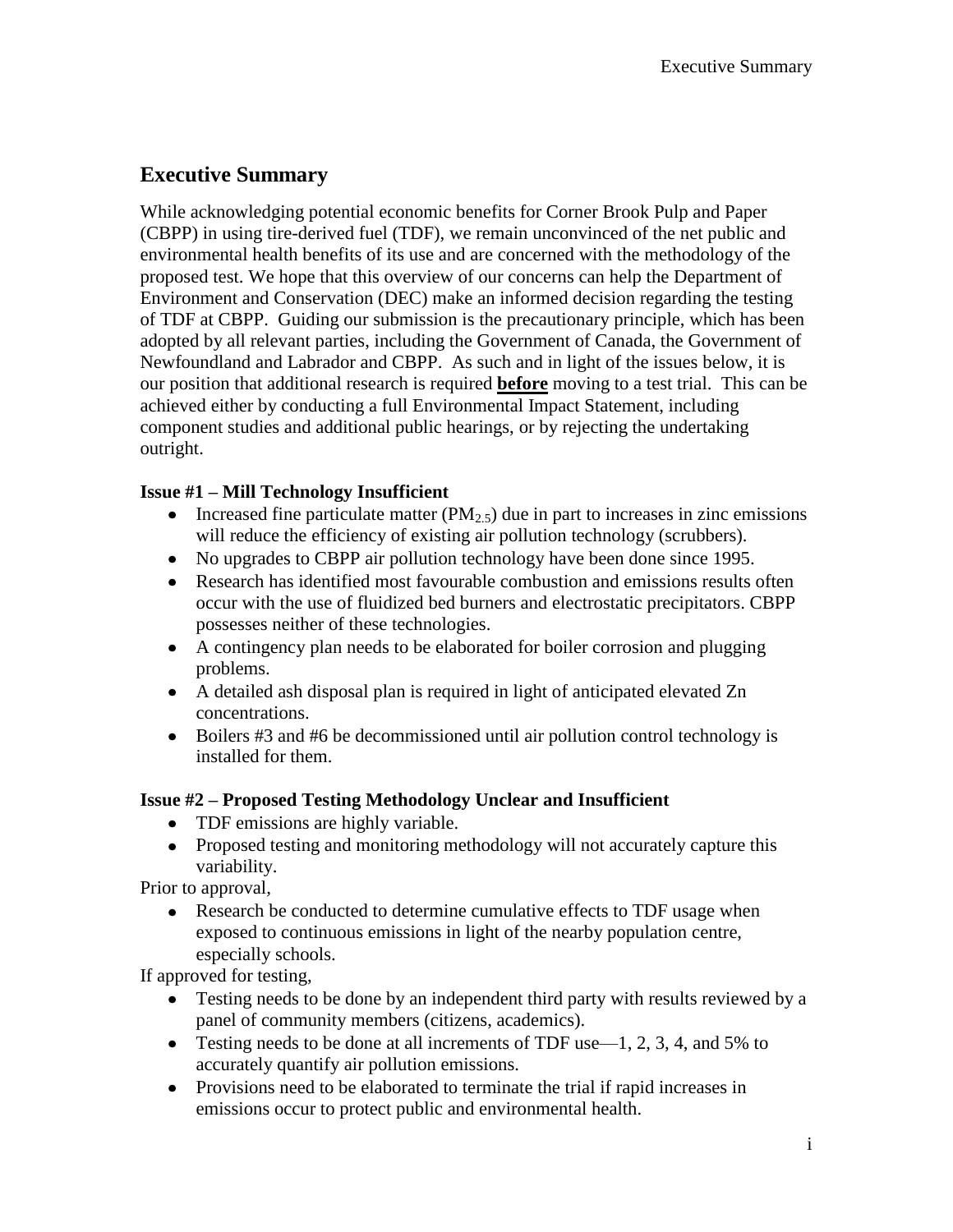## Executive Summary

While acknowledging potential economic benefits for Corner Brook Pulp and Paper (CBPP) in using tire-derived fuel (TDF), we remain unconvinced of the net public and environmental health benefits of its use and are concerned with the methodology of the proposed test. We hope that this overview of our concerns can help the Department of Environment and Conservation (DEC) make an informed decision regarding the testing of TDF at CBPP. Guiding our submission is the precautionary principle, which has been adopted by all relevant parties, including the Government of Canada, the Government of Newfoundland and Labrador and CBPP. As such and in light of the issues below, it is our position that additional research is required **before** moving to a test trial. This can be achieved either by conducting a full Environmental Impact Statement, including component studies and additional public hearings, or by rejecting the undertaking outright.

### Issue #1 – Mill Technology Insufficient

- Increased fine particulate matter ($PM_{2.5}$) due in part to increases in zinc emissions will reduce the efficiency of existing air pollution technology (scrubbers).
- No upgrades to CBPP air pollution technology have been done since 1995.
- Research has identified most favourable combustion and emissions results often occur with the use of fluidized bed burners and electrostatic precipitators. CBPP possesses neither of these technologies.
- A contingency plan needs to be elaborated for boiler corrosion and plugging problems.
- A detailed ash disposal plan is required in light of anticipated elevated Zn concentrations.
- Boilers #3 and #6 be decommissioned until air pollution control technology is installed for them.

### Issue #2 – Proposed Testing Methodology Unclear and Insufficient

- TDF emissions are highly variable.
- Proposed testing and monitoring methodology will not accurately capture this variability.

Prior to approval,

- Research be conducted to determine cumulative effects to TDF usage when exposed to continuous emissions in light of the nearby population centre, especially schools.

If approved for testing,

- Testing needs to be done by an independent third party with results reviewed by a panel of community members (citizens, academics).
- Testing needs to be done at all increments of TDF use—1, 2, 3, 4, and 5% to accurately quantify air pollution emissions.
- Provisions need to be elaborated to terminate the trial if rapid increases in emissions occur to protect public and environmental health.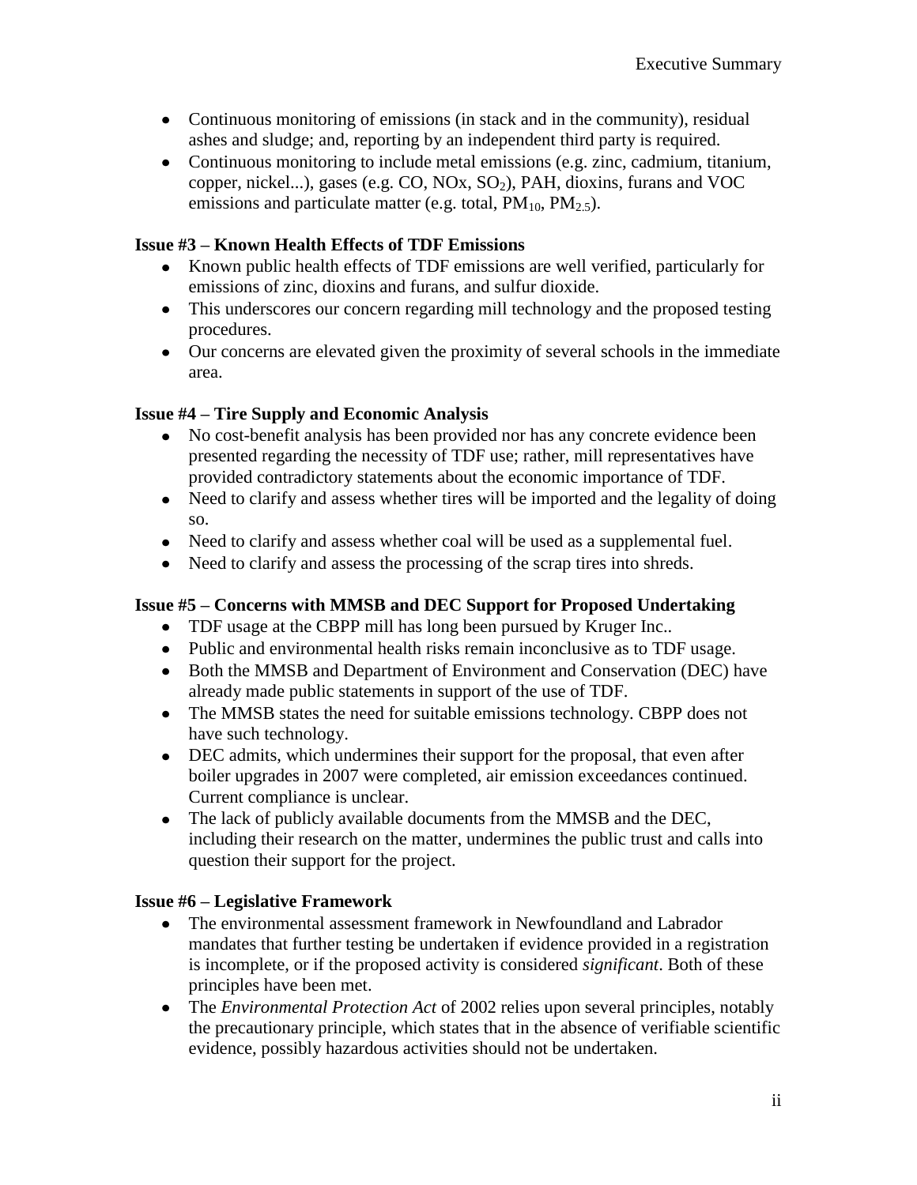- Continuous monitoring of emissions (in stack and in the community), residual ashes and sludge; and, reporting by an independent third party is required.
- Continuous monitoring to include metal emissions (e.g. zinc, cadmium, titanium, copper, nickel...), gases (e.g. CO, NOx, $SO_2$), PAH, dioxins, furans and VOC emissions and particulate matter (e.g. total, $PM_{10}$, $PM_{2.5}$).

**Issue #3 – Known Health Effects of TDF Emissions**

- Known public health effects of TDF emissions are well verified, particularly for emissions of zinc, dioxins and furans, and sulfur dioxide.
- This underscores our concern regarding mill technology and the proposed testing procedures.
- Our concerns are elevated given the proximity of several schools in the immediate area.

**Issue #4 – Tire Supply and Economic Analysis**

- No cost-benefit analysis has been provided nor has any concrete evidence been presented regarding the necessity of TDF use; rather, mill representatives have provided contradictory statements about the economic importance of TDF.
- Need to clarify and assess whether tires will be imported and the legality of doing so.
- Need to clarify and assess whether coal will be used as a supplemental fuel.
- Need to clarify and assess the processing of the scrap tires into shreds.

**Issue #5 – Concerns with MMSB and DEC Support for Proposed Undertaking**

- TDF usage at the CBPP mill has long been pursued by Kruger Inc..
- Public and environmental health risks remain inconclusive as to TDF usage.
- Both the MMSB and Department of Environment and Conservation (DEC) have already made public statements in support of the use of TDF.
- The MMSB states the need for suitable emissions technology. CBPP does not have such technology.
- DEC admits, which undermines their support for the proposal, that even after boiler upgrades in 2007 were completed, air emission exceedances continued. Current compliance is unclear.
- The lack of publicly available documents from the MMSB and the DEC, including their research on the matter, undermines the public trust and calls into question their support for the project.

**Issue #6 – Legislative Framework**

- The environmental assessment framework in Newfoundland and Labrador mandates that further testing be undertaken if evidence provided in a registration is incomplete, or if the proposed activity is considered *significant*. Both of these principles have been met.
- The *Environmental Protection Act* of 2002 relies upon several principles, notably the precautionary principle, which states that in the absence of verifiable scientific evidence, possibly hazardous activities should not be undertaken.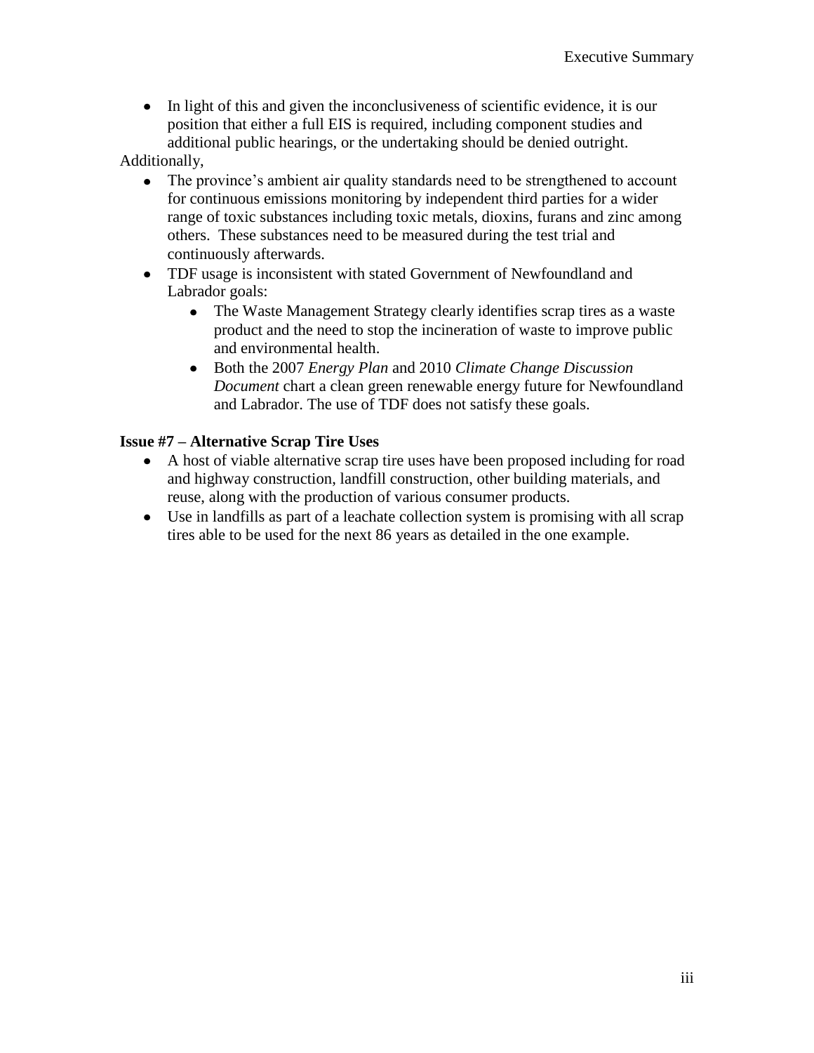- In light of this and given the inconclusiveness of scientific evidence, it is our position that either a full EIS is required, including component studies and additional public hearings, or the undertaking should be denied outright.

Additionally,

- The province's ambient air quality standards need to be strengthened to account for continuous emissions monitoring by independent third parties for a wider range of toxic substances including toxic metals, dioxins, furans and zinc among others. These substances need to be measured during the test trial and continuously afterwards.
- TDF usage is inconsistent with stated Government of Newfoundland and Labrador goals:
  - The Waste Management Strategy clearly identifies scrap tires as a waste product and the need to stop the incineration of waste to improve public and environmental health.
  - Both the 2007 *Energy Plan* and 2010 *Climate Change Discussion Document* chart a clean green renewable energy future for Newfoundland and Labrador. The use of TDF does not satisfy these goals.

**Issue #7 – Alternative Scrap Tire Uses**

- A host of viable alternative scrap tire uses have been proposed including for road and highway construction, landfill construction, other building materials, and reuse, along with the production of various consumer products.
- Use in landfills as part of a leachate collection system is promising with all scrap tires able to be used for the next 86 years as detailed in the one example.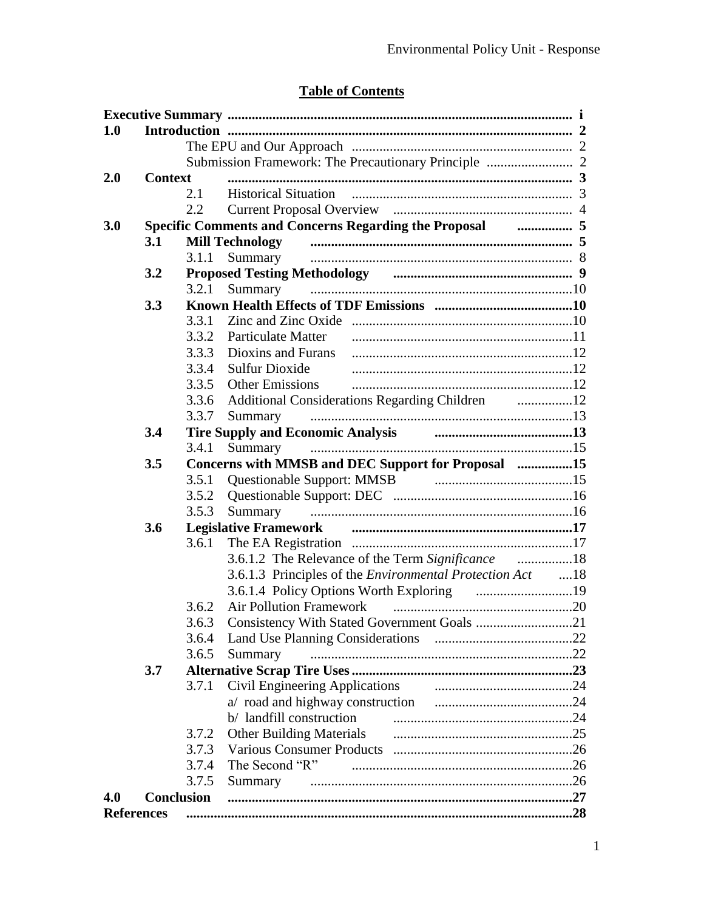## Table of Contents

| | | | |
|---|---|---|---|
| **Executive Summary** | | | **i** |
| **1.0** | **Introduction** | | **2** |
| | | The EPU and Our Approach | 2 |
| | | Submission Framework: The Precautionary Principle | 2 |
| **2.0** | **Context** | | **3** |
| | 2.1 | Historical Situation | 3 |
| | 2.2 | Current Proposal Overview | 4 |
| **3.0** | **Specific Comments and Concerns Regarding the Proposal** | | **5** |
| **3.1** | **Mill Technology** | | **5** |
| | 3.1.1 | Summary | 8 |
| **3.2** | **Proposed Testing Methodology** | | **9** |
| | 3.2.1 | Summary | 10 |
| **3.3** | **Known Health Effects of TDF Emissions** | | **10** |
| | 3.3.1 | Zinc and Zinc Oxide | 10 |
| | 3.3.2 | Particulate Matter | 11 |
| | 3.3.3 | Dioxins and Furans | 12 |
| | 3.3.4 | Sulfur Dioxide | 12 |
| | 3.3.5 | Other Emissions | 12 |
| | 3.3.6 | Additional Considerations Regarding Children | 12 |
| | 3.3.7 | Summary | 13 |
| **3.4** | **Tire Supply and Economic Analysis** | | **13** |
| | 3.4.1 | Summary | 15 |
| **3.5** | **Concerns with MMSB and DEC Support for Proposal** | | **15** |
| | 3.5.1 | Questionable Support: MMSB | 15 |
| | 3.5.2 | Questionable Support: DEC | 16 |
| | 3.5.3 | Summary | 16 |
| **3.6** | **Legislative Framework** | | **17** |
| | 3.6.1 | The EA Registration | 17 |
| | | 3.6.1.2 The Relevance of the Term *Significance* | 18 |
| | | 3.6.1.3 Principles of the *Environmental Protection Act* | 18 |
| | | 3.6.1.4 Policy Options Worth Exploring | 19 |
| | 3.6.2 | Air Pollution Framework | 20 |
| | 3.6.3 | Consistency With Stated Government Goals | 21 |
| | 3.6.4 | Land Use Planning Considerations | 22 |
| | 3.6.5 | Summary | 22 |
| **3.7** | **Alternative Scrap Tire Uses** | | **23** |
| | 3.7.1 | Civil Engineering Applications | 24 |
| | | a/ road and highway construction | 24 |
| | | b/ landfill construction | 24 |
| | 3.7.2 | Other Building Materials | 25 |
| | 3.7.3 | Various Consumer Products | 26 |
| | 3.7.4 | The Second "R" | 26 |
| | 3.7.5 | Summary | 26 |
| **4.0** | **Conclusion** | | **27** |
| **References** | | | **28** |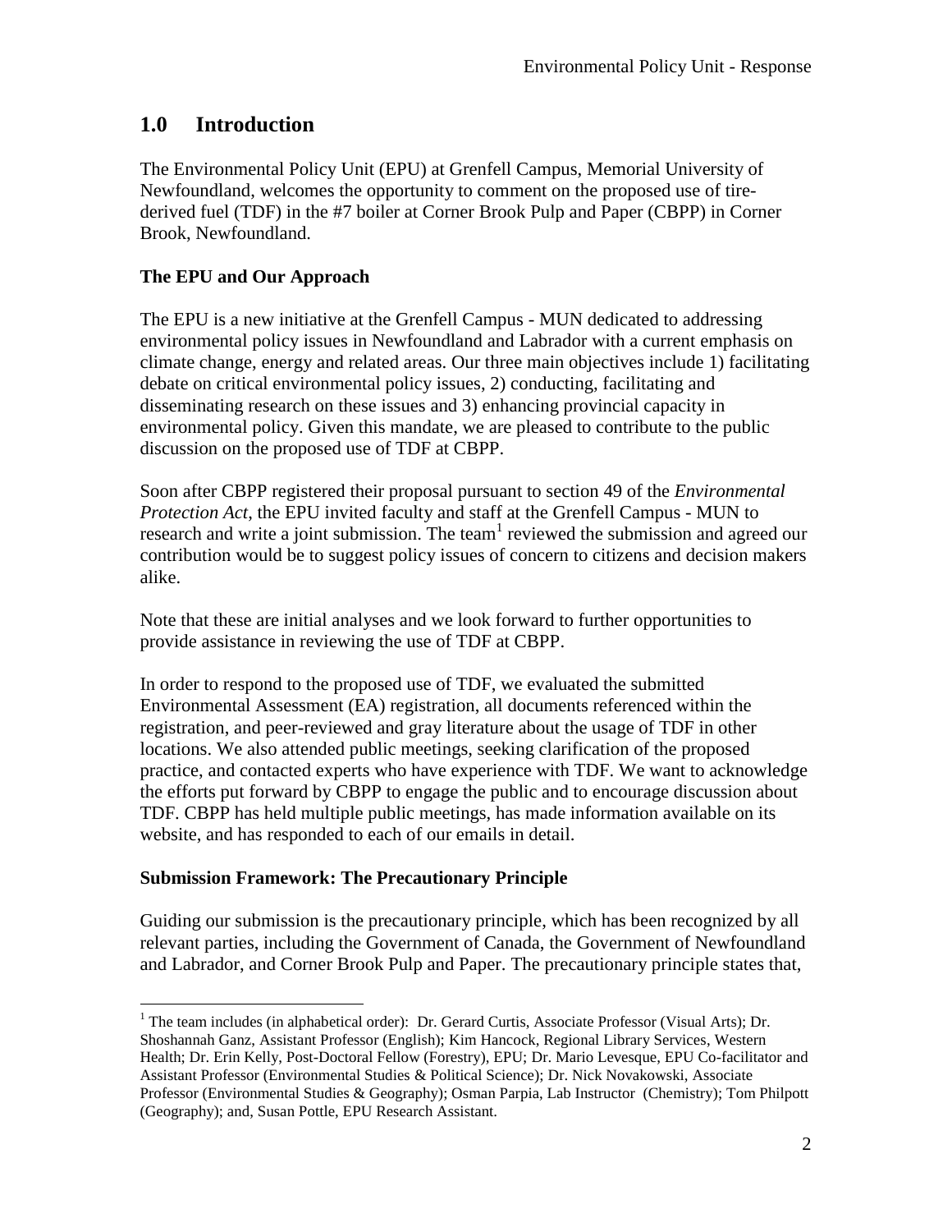## 1.0 Introduction

The Environmental Policy Unit (EPU) at Grenfell Campus, Memorial University of Newfoundland, welcomes the opportunity to comment on the proposed use of tire-derived fuel (TDF) in the #7 boiler at Corner Brook Pulp and Paper (CBPP) in Corner Brook, Newfoundland.

### The EPU and Our Approach

The EPU is a new initiative at the Grenfell Campus - MUN dedicated to addressing environmental policy issues in Newfoundland and Labrador with a current emphasis on climate change, energy and related areas. Our three main objectives include 1) facilitating debate on critical environmental policy issues, 2) conducting, facilitating and disseminating research on these issues and 3) enhancing provincial capacity in environmental policy. Given this mandate, we are pleased to contribute to the public discussion on the proposed use of TDF at CBPP.

Soon after CBPP registered their proposal pursuant to section 49 of the *Environmental Protection Act*, the EPU invited faculty and staff at the Grenfell Campus - MUN to research and write a joint submission. The team[1] reviewed the submission and agreed our contribution would be to suggest policy issues of concern to citizens and decision makers alike.

Note that these are initial analyses and we look forward to further opportunities to provide assistance in reviewing the use of TDF at CBPP.

In order to respond to the proposed use of TDF, we evaluated the submitted Environmental Assessment (EA) registration, all documents referenced within the registration, and peer-reviewed and gray literature about the usage of TDF in other locations. We also attended public meetings, seeking clarification of the proposed practice, and contacted experts who have experience with TDF. We want to acknowledge the efforts put forward by CBPP to engage the public and to encourage discussion about TDF. CBPP has held multiple public meetings, has made information available on its website, and has responded to each of our emails in detail.

### Submission Framework: The Precautionary Principle

Guiding our submission is the precautionary principle, which has been recognized by all relevant parties, including the Government of Canada, the Government of Newfoundland and Labrador, and Corner Brook Pulp and Paper. The precautionary principle states that,

---

[1] The team includes (in alphabetical order): Dr. Gerard Curtis, Associate Professor (Visual Arts); Dr. Shoshannah Ganz, Assistant Professor (English); Kim Hancock, Regional Library Services, Western Health; Dr. Erin Kelly, Post-Doctoral Fellow (Forestry), EPU; Dr. Mario Levesque, EPU Co-facilitator and Assistant Professor (Environmental Studies & Political Science); Dr. Nick Novakowski, Associate Professor (Environmental Studies & Geography); Osman Parpia, Lab Instructor (Chemistry); Tom Philpott (Geography); and, Susan Pottle, EPU Research Assistant.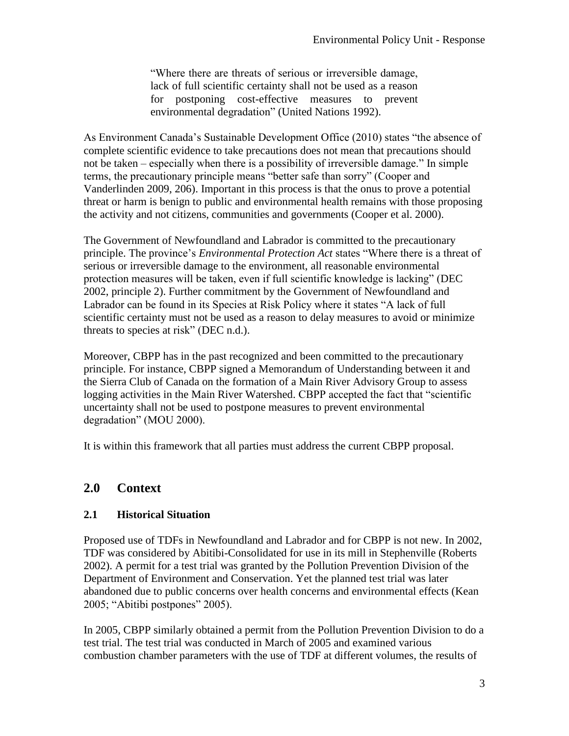> "Where there are threats of serious or irreversible damage, lack of full scientific certainty shall not be used as a reason for postponing cost-effective measures to prevent environmental degradation" (United Nations 1992).

As Environment Canada's Sustainable Development Office (2010) states "the absence of complete scientific evidence to take precautions does not mean that precautions should not be taken – especially when there is a possibility of irreversible damage." In simple terms, the precautionary principle means "better safe than sorry" (Cooper and Vanderlinden 2009, 206). Important in this process is that the onus to prove a potential threat or harm is benign to public and environmental health remains with those proposing the activity and not citizens, communities and governments (Cooper et al. 2000).

The Government of Newfoundland and Labrador is committed to the precautionary principle. The province's *Environmental Protection Act* states "Where there is a threat of serious or irreversible damage to the environment, all reasonable environmental protection measures will be taken, even if full scientific knowledge is lacking" (DEC 2002, principle 2). Further commitment by the Government of Newfoundland and Labrador can be found in its Species at Risk Policy where it states "A lack of full scientific certainty must not be used as a reason to delay measures to avoid or minimize threats to species at risk" (DEC n.d.).

Moreover, CBPP has in the past recognized and been committed to the precautionary principle. For instance, CBPP signed a Memorandum of Understanding between it and the Sierra Club of Canada on the formation of a Main River Advisory Group to assess logging activities in the Main River Watershed. CBPP accepted the fact that "scientific uncertainty shall not be used to postpone measures to prevent environmental degradation" (MOU 2000).

It is within this framework that all parties must address the current CBPP proposal.

## 2.0 Context

### 2.1 Historical Situation

Proposed use of TDFs in Newfoundland and Labrador and for CBPP is not new. In 2002, TDF was considered by Abitibi-Consolidated for use in its mill in Stephenville (Roberts 2002). A permit for a test trial was granted by the Pollution Prevention Division of the Department of Environment and Conservation. Yet the planned test trial was later abandoned due to public concerns over health concerns and environmental effects (Kean 2005; "Abitibi postpones" 2005).

In 2005, CBPP similarly obtained a permit from the Pollution Prevention Division to do a test trial. The test trial was conducted in March of 2005 and examined various combustion chamber parameters with the use of TDF at different volumes, the results of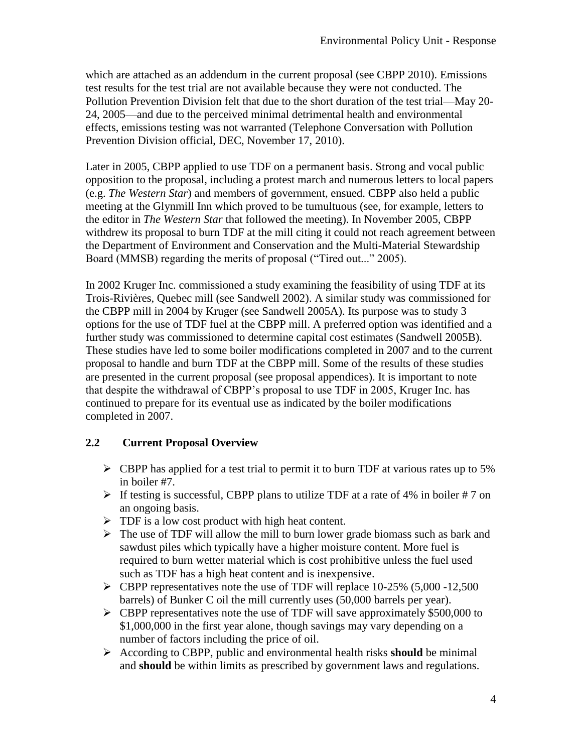which are attached as an addendum in the current proposal (see CBPP 2010). Emissions test results for the test trial are not available because they were not conducted. The Pollution Prevention Division felt that due to the short duration of the test trial—May 20-24, 2005—and due to the perceived minimal detrimental health and environmental effects, emissions testing was not warranted (Telephone Conversation with Pollution Prevention Division official, DEC, November 17, 2010).

Later in 2005, CBPP applied to use TDF on a permanent basis. Strong and vocal public opposition to the proposal, including a protest march and numerous letters to local papers (e.g. *The Western Star*) and members of government, ensued. CBPP also held a public meeting at the Glynmill Inn which proved to be tumultuous (see, for example, letters to the editor in *The Western Star* that followed the meeting). In November 2005, CBPP withdrew its proposal to burn TDF at the mill citing it could not reach agreement between the Department of Environment and Conservation and the Multi-Material Stewardship Board (MMSB) regarding the merits of proposal ("Tired out..." 2005).

In 2002 Kruger Inc. commissioned a study examining the feasibility of using TDF at its Trois-Rivières, Quebec mill (see Sandwell 2002). A similar study was commissioned for the CBPP mill in 2004 by Kruger (see Sandwell 2005A). Its purpose was to study 3 options for the use of TDF fuel at the CBPP mill. A preferred option was identified and a further study was commissioned to determine capital cost estimates (Sandwell 2005B). These studies have led to some boiler modifications completed in 2007 and to the current proposal to handle and burn TDF at the CBPP mill. Some of the results of these studies are presented in the current proposal (see proposal appendices). It is important to note that despite the withdrawal of CBPP's proposal to use TDF in 2005, Kruger Inc. has continued to prepare for its eventual use as indicated by the boiler modifications completed in 2007.

## 2.2 Current Proposal Overview

- CBPP has applied for a test trial to permit it to burn TDF at various rates up to 5% in boiler #7.
- If testing is successful, CBPP plans to utilize TDF at a rate of 4% in boiler # 7 on an ongoing basis.
- TDF is a low cost product with high heat content.
- The use of TDF will allow the mill to burn lower grade biomass such as bark and sawdust piles which typically have a higher moisture content. More fuel is required to burn wetter material which is cost prohibitive unless the fuel used such as TDF has a high heat content and is inexpensive.
- CBPP representatives note the use of TDF will replace 10-25% (5,000 -12,500 barrels) of Bunker C oil the mill currently uses (50,000 barrels per year).
- CBPP representatives note the use of TDF will save approximately $500,000 to $1,000,000 in the first year alone, though savings may vary depending on a number of factors including the price of oil.
- According to CBPP, public and environmental health risks **should** be minimal and **should** be within limits as prescribed by government laws and regulations.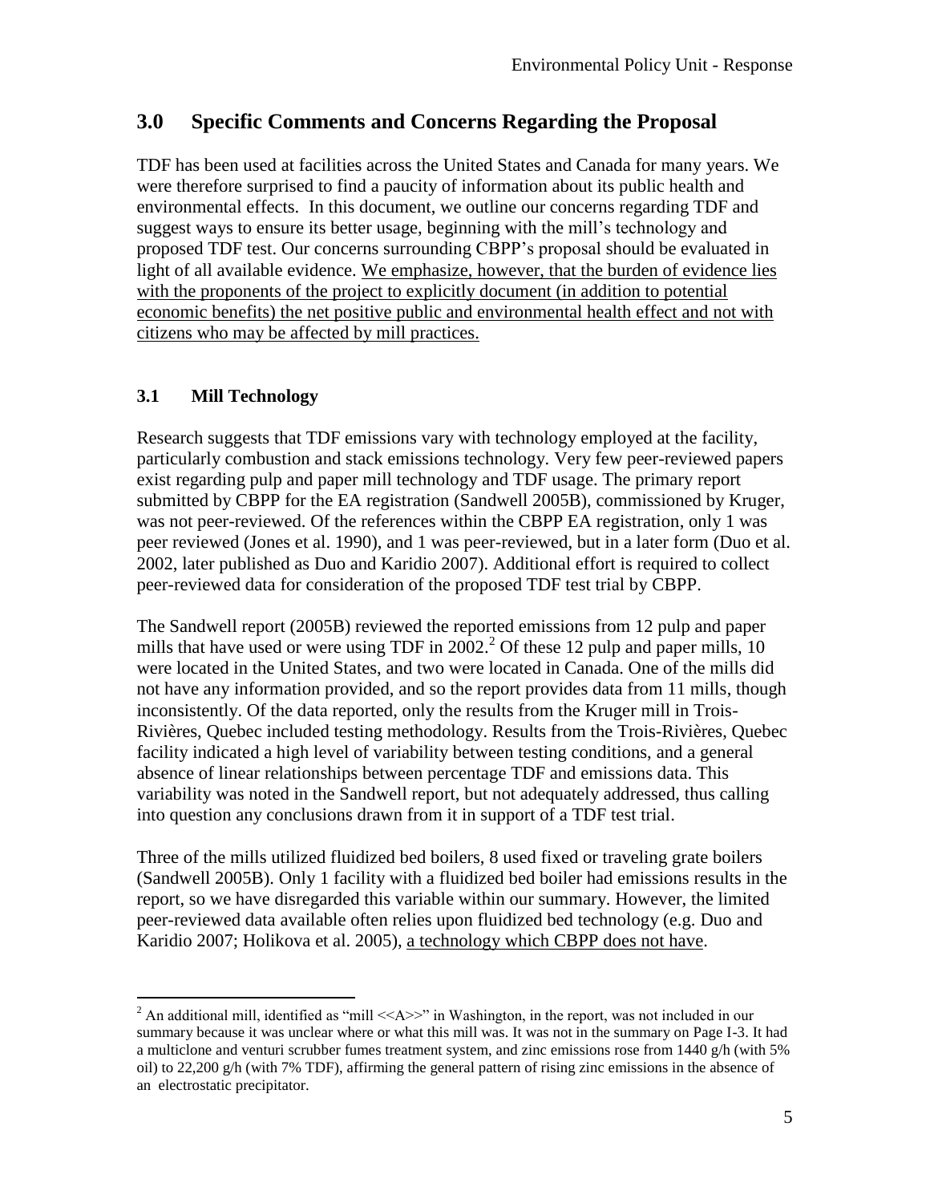## 3.0 Specific Comments and Concerns Regarding the Proposal

TDF has been used at facilities across the United States and Canada for many years. We were therefore surprised to find a paucity of information about its public health and environmental effects. In this document, we outline our concerns regarding TDF and suggest ways to ensure its better usage, beginning with the mill's technology and proposed TDF test. Our concerns surrounding CBPP's proposal should be evaluated in light of all available evidence. <u>We emphasize, however, that the burden of evidence lies with the proponents of the project to explicitly document (in addition to potential economic benefits) the net positive public and environmental health effect and not with citizens who may be affected by mill practices.</u>

### 3.1 Mill Technology

Research suggests that TDF emissions vary with technology employed at the facility, particularly combustion and stack emissions technology. Very few peer-reviewed papers exist regarding pulp and paper mill technology and TDF usage. The primary report submitted by CBPP for the EA registration (Sandwell 2005B), commissioned by Kruger, was not peer-reviewed. Of the references within the CBPP EA registration, only 1 was peer reviewed (Jones et al. 1990), and 1 was peer-reviewed, but in a later form (Duo et al. 2002, later published as Duo and Karidio 2007). Additional effort is required to collect peer-reviewed data for consideration of the proposed TDF test trial by CBPP.

The Sandwell report (2005B) reviewed the reported emissions from 12 pulp and paper mills that have used or were using TDF in 2002.[2] Of these 12 pulp and paper mills, 10 were located in the United States, and two were located in Canada. One of the mills did not have any information provided, and so the report provides data from 11 mills, though inconsistently. Of the data reported, only the results from the Kruger mill in Trois-Rivières, Quebec included testing methodology. Results from the Trois-Rivières, Quebec facility indicated a high level of variability between testing conditions, and a general absence of linear relationships between percentage TDF and emissions data. This variability was noted in the Sandwell report, but not adequately addressed, thus calling into question any conclusions drawn from it in support of a TDF test trial.

Three of the mills utilized fluidized bed boilers, 8 used fixed or traveling grate boilers (Sandwell 2005B). Only 1 facility with a fluidized bed boiler had emissions results in the report, so we have disregarded this variable within our summary. However, the limited peer-reviewed data available often relies upon fluidized bed technology (e.g. Duo and Karidio 2007; Holikova et al. 2005), <u>a technology which CBPP does not have</u>.

[2] An additional mill, identified as "mill <<A>>" in Washington, in the report, was not included in our summary because it was unclear where or what this mill was. It was not in the summary on Page I-3. It had a multiclone and venturi scrubber fumes treatment system, and zinc emissions rose from 1440 g/h (with 5% oil) to 22,200 g/h (with 7% TDF), affirming the general pattern of rising zinc emissions in the absence of an electrostatic precipitator.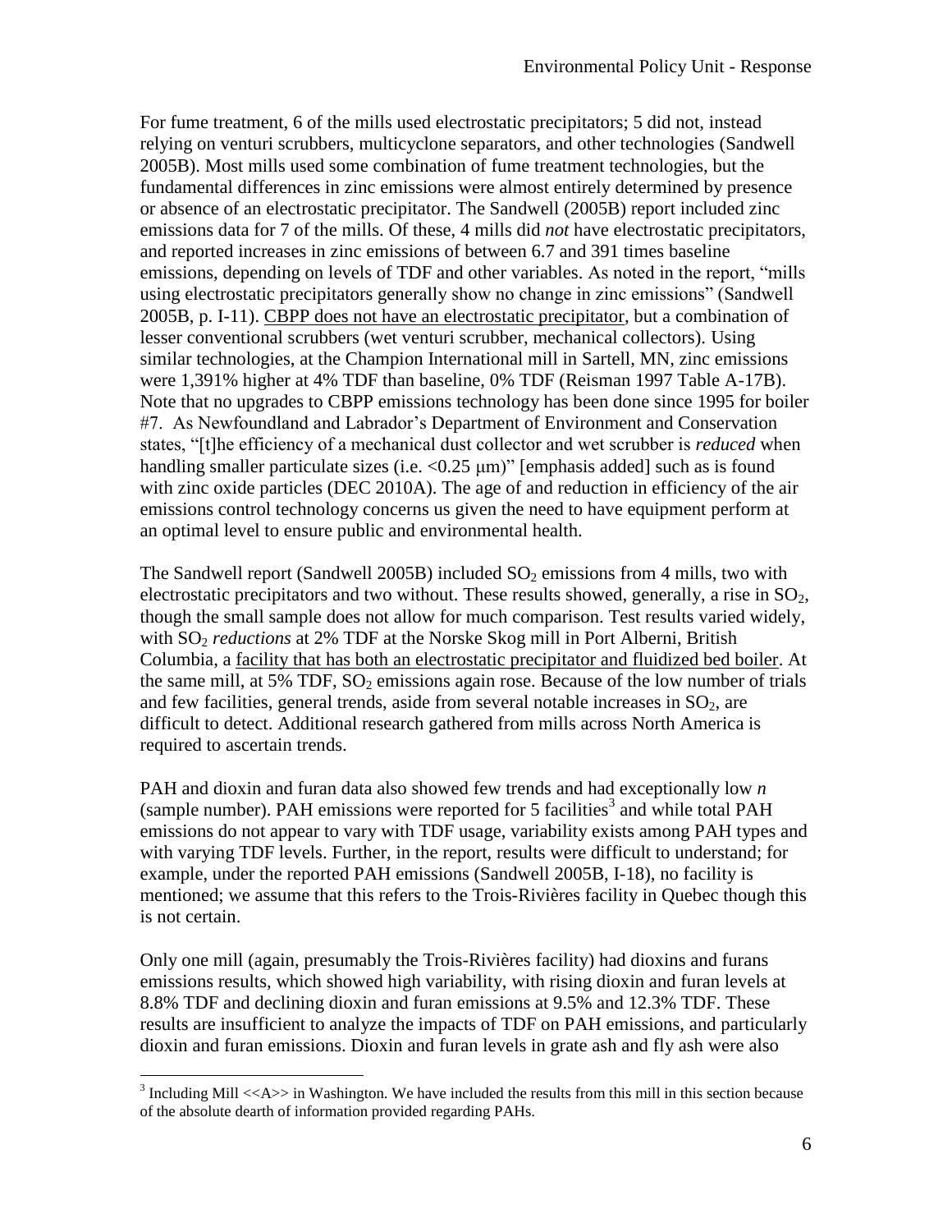For fume treatment, 6 of the mills used electrostatic precipitators; 5 did not, instead relying on venturi scrubbers, multicyclone separators, and other technologies (Sandwell 2005B). Most mills used some combination of fume treatment technologies, but the fundamental differences in zinc emissions were almost entirely determined by presence or absence of an electrostatic precipitator. The Sandwell (2005B) report included zinc emissions data for 7 of the mills. Of these, 4 mills did *not* have electrostatic precipitators, and reported increases in zinc emissions of between 6.7 and 391 times baseline emissions, depending on levels of TDF and other variables. As noted in the report, "mills using electrostatic precipitators generally show no change in zinc emissions" (Sandwell 2005B, p. I-11). <u>CBPP does not have an electrostatic precipitator</u>, but a combination of lesser conventional scrubbers (wet venturi scrubber, mechanical collectors). Using similar technologies, at the Champion International mill in Sartell, MN, zinc emissions were 1,391% higher at 4% TDF than baseline, 0% TDF (Reisman 1997 Table A-17B). Note that no upgrades to CBPP emissions technology has been done since 1995 for boiler #7. As Newfoundland and Labrador's Department of Environment and Conservation states, "[t]he efficiency of a mechanical dust collector and wet scrubber is *reduced* when handling smaller particulate sizes (i.e. <0.25 μm)" [emphasis added] such as is found with zinc oxide particles (DEC 2010A). The age of and reduction in efficiency of the air emissions control technology concerns us given the need to have equipment perform at an optimal level to ensure public and environmental health.

The Sandwell report (Sandwell 2005B) included $SO_2$ emissions from 4 mills, two with electrostatic precipitators and two without. These results showed, generally, a rise in $SO_2$, though the small sample does not allow for much comparison. Test results varied widely, with $SO_2$ *reductions* at 2% TDF at the Norske Skog mill in Port Alberni, British Columbia, a <u>facility that has both an electrostatic precipitator and fluidized bed boiler</u>. At the same mill, at 5% TDF, $SO_2$ emissions again rose. Because of the low number of trials and few facilities, general trends, aside from several notable increases in $SO_2$, are difficult to detect. Additional research gathered from mills across North America is required to ascertain trends.

PAH and dioxin and furan data also showed few trends and had exceptionally low *n* (sample number). PAH emissions were reported for 5 facilities[3] and while total PAH emissions do not appear to vary with TDF usage, variability exists among PAH types and with varying TDF levels. Further, in the report, results were difficult to understand; for example, under the reported PAH emissions (Sandwell 2005B, I-18), no facility is mentioned; we assume that this refers to the Trois-Rivières facility in Quebec though this is not certain.

Only one mill (again, presumably the Trois-Rivières facility) had dioxins and furans emissions results, which showed high variability, with rising dioxin and furan levels at 8.8% TDF and declining dioxin and furan emissions at 9.5% and 12.3% TDF. These results are insufficient to analyze the impacts of TDF on PAH emissions, and particularly dioxin and furan emissions. Dioxin and furan levels in grate ash and fly ash were also

---

[3] Including Mill <<A>> in Washington. We have included the results from this mill in this section because of the absolute dearth of information provided regarding PAHs.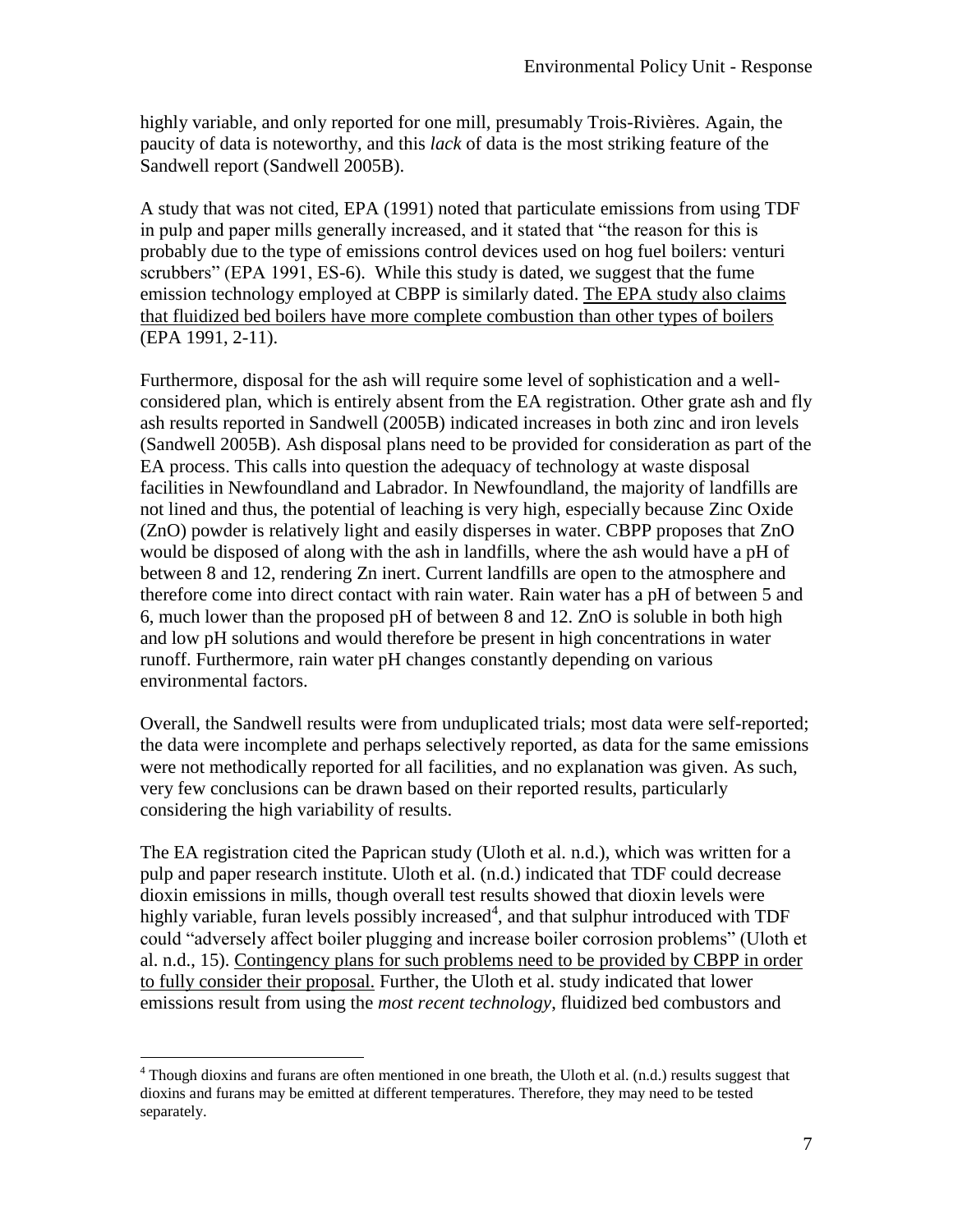highly variable, and only reported for one mill, presumably Trois-Rivières. Again, the paucity of data is noteworthy, and this *lack* of data is the most striking feature of the Sandwell report (Sandwell 2005B).

A study that was not cited, EPA (1991) noted that particulate emissions from using TDF in pulp and paper mills generally increased, and it stated that "the reason for this is probably due to the type of emissions control devices used on hog fuel boilers: venturi scrubbers" (EPA 1991, ES-6). While this study is dated, we suggest that the fume emission technology employed at CBPP is similarly dated. <u>The EPA study also claims that fluidized bed boilers have more complete combustion than other types of boilers</u> (EPA 1991, 2-11).

Furthermore, disposal for the ash will require some level of sophistication and a well-considered plan, which is entirely absent from the EA registration. Other grate ash and fly ash results reported in Sandwell (2005B) indicated increases in both zinc and iron levels (Sandwell 2005B). Ash disposal plans need to be provided for consideration as part of the EA process. This calls into question the adequacy of technology at waste disposal facilities in Newfoundland and Labrador. In Newfoundland, the majority of landfills are not lined and thus, the potential of leaching is very high, especially because Zinc Oxide (ZnO) powder is relatively light and easily disperses in water. CBPP proposes that ZnO would be disposed of along with the ash in landfills, where the ash would have a pH of between 8 and 12, rendering Zn inert. Current landfills are open to the atmosphere and therefore come into direct contact with rain water. Rain water has a pH of between 5 and 6, much lower than the proposed pH of between 8 and 12. ZnO is soluble in both high and low pH solutions and would therefore be present in high concentrations in water runoff. Furthermore, rain water pH changes constantly depending on various environmental factors.

Overall, the Sandwell results were from unduplicated trials; most data were self-reported; the data were incomplete and perhaps selectively reported, as data for the same emissions were not methodically reported for all facilities, and no explanation was given. As such, very few conclusions can be drawn based on their reported results, particularly considering the high variability of results.

The EA registration cited the Paprican study (Uloth et al. n.d.), which was written for a pulp and paper research institute. Uloth et al. (n.d.) indicated that TDF could decrease dioxin emissions in mills, though overall test results showed that dioxin levels were highly variable, furan levels possibly increased[4], and that sulphur introduced with TDF could "adversely affect boiler plugging and increase boiler corrosion problems" (Uloth et al. n.d., 15). <u>Contingency plans for such problems need to be provided by CBPP in order to fully consider their proposal.</u> Further, the Uloth et al. study indicated that lower emissions result from using the *most recent technology*, fluidized bed combustors and

[4] Though dioxins and furans are often mentioned in one breath, the Uloth et al. (n.d.) results suggest that dioxins and furans may be emitted at different temperatures. Therefore, they may need to be tested separately.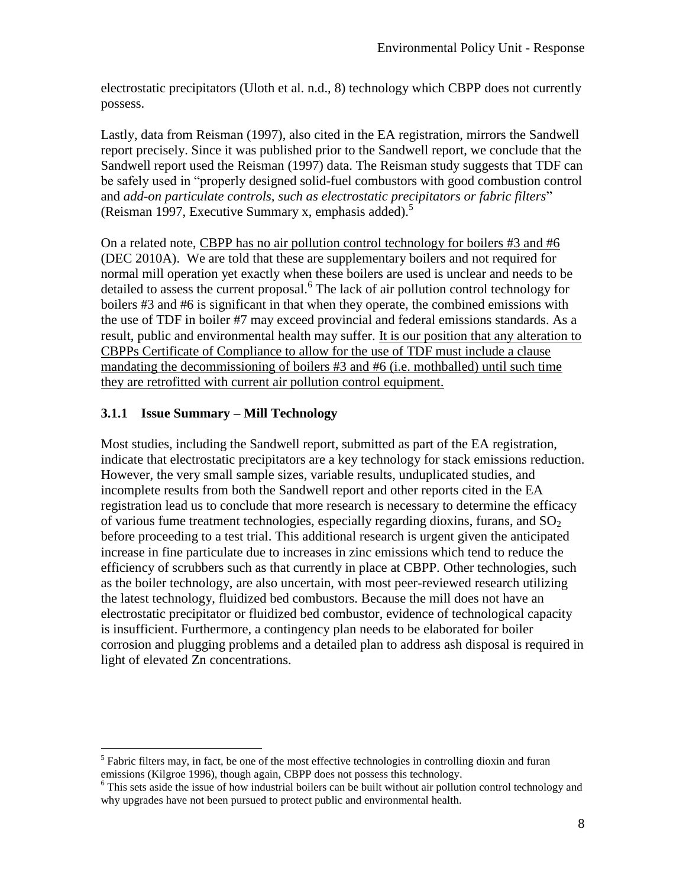electrostatic precipitators (Uloth et al. n.d., 8) technology which CBPP does not currently possess.

Lastly, data from Reisman (1997), also cited in the EA registration, mirrors the Sandwell report precisely. Since it was published prior to the Sandwell report, we conclude that the Sandwell report used the Reisman (1997) data. The Reisman study suggests that TDF can be safely used in "properly designed solid-fuel combustors with good combustion control and *add-on particulate controls, such as electrostatic precipitators or fabric filters*" (Reisman 1997, Executive Summary x, emphasis added).[5]

On a related note, CBPP has no air pollution control technology for boilers #3 and #6 (DEC 2010A). We are told that these are supplementary boilers and not required for normal mill operation yet exactly when these boilers are used is unclear and needs to be detailed to assess the current proposal.[6] The lack of air pollution control technology for boilers #3 and #6 is significant in that when they operate, the combined emissions with the use of TDF in boiler #7 may exceed provincial and federal emissions standards. As a result, public and environmental health may suffer. It is our position that any alteration to CBPPs Certificate of Compliance to allow for the use of TDF must include a clause mandating the decommissioning of boilers #3 and #6 (i.e. mothballed) until such time they are retrofitted with current air pollution control equipment.

### 3.1.1 Issue Summary – Mill Technology

Most studies, including the Sandwell report, submitted as part of the EA registration, indicate that electrostatic precipitators are a key technology for stack emissions reduction. However, the very small sample sizes, variable results, unduplicated studies, and incomplete results from both the Sandwell report and other reports cited in the EA registration lead us to conclude that more research is necessary to determine the efficacy of various fume treatment technologies, especially regarding dioxins, furans, and $SO_2$ before proceeding to a test trial. This additional research is urgent given the anticipated increase in fine particulate due to increases in zinc emissions which tend to reduce the efficiency of scrubbers such as that currently in place at CBPP. Other technologies, such as the boiler technology, are also uncertain, with most peer-reviewed research utilizing the latest technology, fluidized bed combustors. Because the mill does not have an electrostatic precipitator or fluidized bed combustor, evidence of technological capacity is insufficient. Furthermore, a contingency plan needs to be elaborated for boiler corrosion and plugging problems and a detailed plan to address ash disposal is required in light of elevated Zn concentrations.

---

[5] Fabric filters may, in fact, be one of the most effective technologies in controlling dioxin and furan emissions (Kilgroe 1996), though again, CBPP does not possess this technology.

[6] This sets aside the issue of how industrial boilers can be built without air pollution control technology and why upgrades have not been pursued to protect public and environmental health.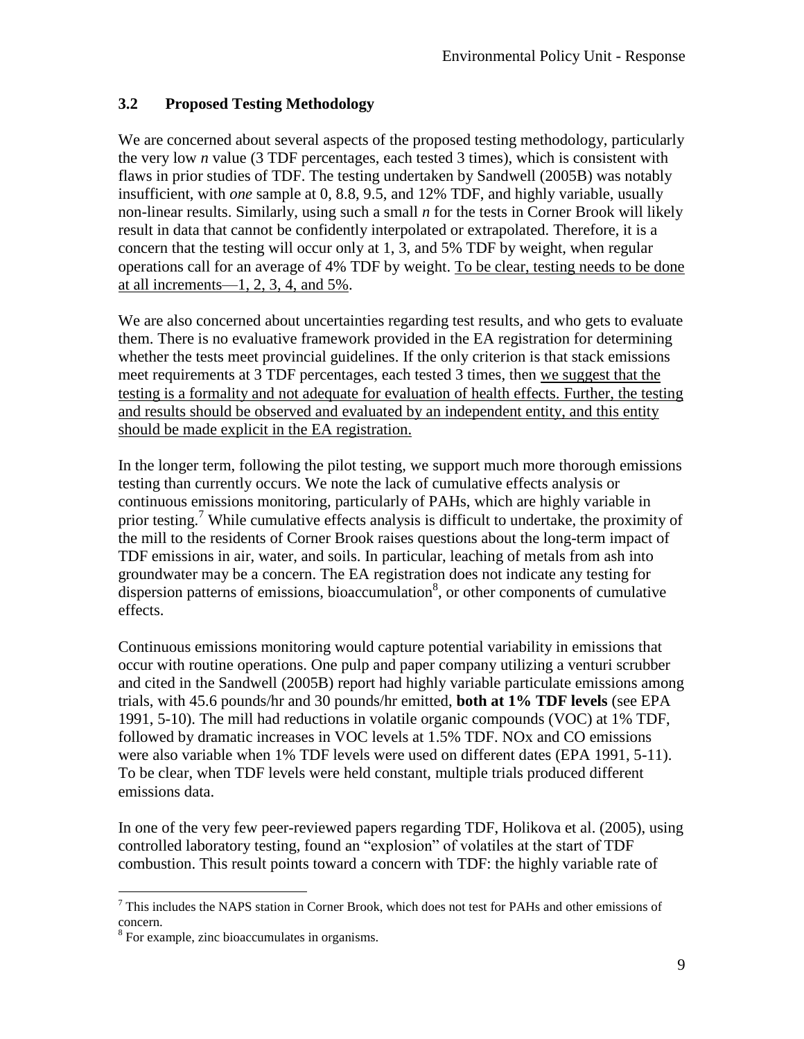### 3.2 Proposed Testing Methodology

We are concerned about several aspects of the proposed testing methodology, particularly the very low *n* value (3 TDF percentages, each tested 3 times), which is consistent with flaws in prior studies of TDF. The testing undertaken by Sandwell (2005B) was notably insufficient, with *one* sample at 0, 8.8, 9.5, and 12% TDF, and highly variable, usually non-linear results. Similarly, using such a small *n* for the tests in Corner Brook will likely result in data that cannot be confidently interpolated or extrapolated. Therefore, it is a concern that the testing will occur only at 1, 3, and 5% TDF by weight, when regular operations call for an average of 4% TDF by weight. <u>To be clear, testing needs to be done at all increments—1, 2, 3, 4, and 5%</u>.

We are also concerned about uncertainties regarding test results, and who gets to evaluate them. There is no evaluative framework provided in the EA registration for determining whether the tests meet provincial guidelines. If the only criterion is that stack emissions meet requirements at 3 TDF percentages, each tested 3 times, then <u>we suggest that the testing is a formality and not adequate for evaluation of health effects. Further, the testing and results should be observed and evaluated by an independent entity, and this entity should be made explicit in the EA registration.</u>

In the longer term, following the pilot testing, we support much more thorough emissions testing than currently occurs. We note the lack of cumulative effects analysis or continuous emissions monitoring, particularly of PAHs, which are highly variable in prior testing.[7] While cumulative effects analysis is difficult to undertake, the proximity of the mill to the residents of Corner Brook raises questions about the long-term impact of TDF emissions in air, water, and soils. In particular, leaching of metals from ash into groundwater may be a concern. The EA registration does not indicate any testing for dispersion patterns of emissions, bioaccumulation[8], or other components of cumulative effects.

Continuous emissions monitoring would capture potential variability in emissions that occur with routine operations. One pulp and paper company utilizing a venturi scrubber and cited in the Sandwell (2005B) report had highly variable particulate emissions among trials, with 45.6 pounds/hr and 30 pounds/hr emitted, **both at 1% TDF levels** (see EPA 1991, 5-10). The mill had reductions in volatile organic compounds (VOC) at 1% TDF, followed by dramatic increases in VOC levels at 1.5% TDF. NOx and CO emissions were also variable when 1% TDF levels were used on different dates (EPA 1991, 5-11). To be clear, when TDF levels were held constant, multiple trials produced different emissions data.

In one of the very few peer-reviewed papers regarding TDF, Holikova et al. (2005), using controlled laboratory testing, found an "explosion" of volatiles at the start of TDF combustion. This result points toward a concern with TDF: the highly variable rate of

---

[7] This includes the NAPS station in Corner Brook, which does not test for PAHs and other emissions of concern.

[8] For example, zinc bioaccumulates in organisms.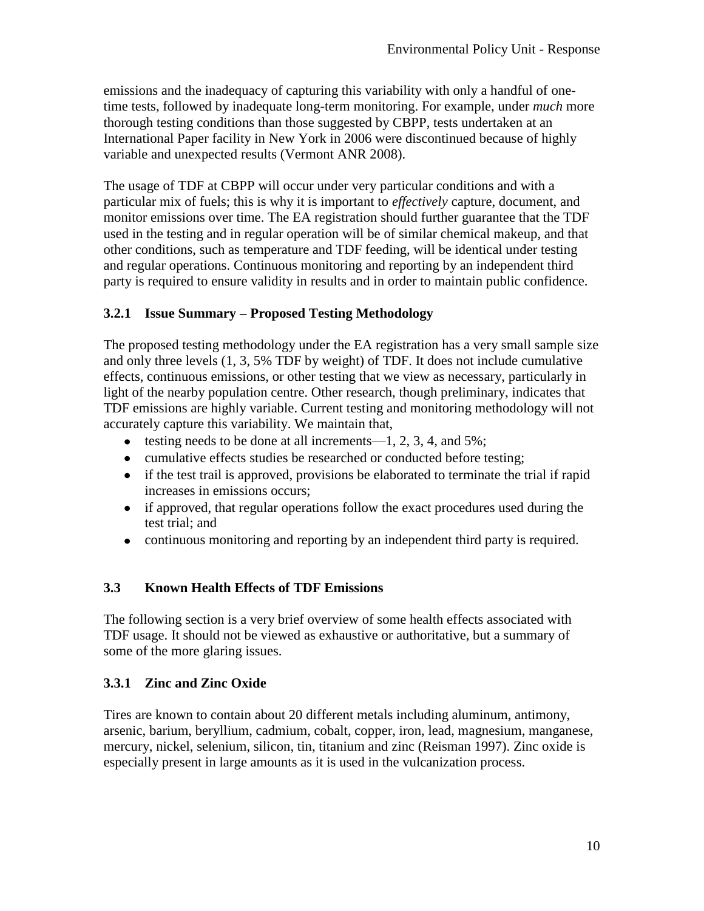emissions and the inadequacy of capturing this variability with only a handful of one-time tests, followed by inadequate long-term monitoring. For example, under *much* more thorough testing conditions than those suggested by CBPP, tests undertaken at an International Paper facility in New York in 2006 were discontinued because of highly variable and unexpected results (Vermont ANR 2008).

The usage of TDF at CBPP will occur under very particular conditions and with a particular mix of fuels; this is why it is important to *effectively* capture, document, and monitor emissions over time. The EA registration should further guarantee that the TDF used in the testing and in regular operation will be of similar chemical makeup, and that other conditions, such as temperature and TDF feeding, will be identical under testing and regular operations. Continuous monitoring and reporting by an independent third party is required to ensure validity in results and in order to maintain public confidence.

### 3.2.1 Issue Summary – Proposed Testing Methodology

The proposed testing methodology under the EA registration has a very small sample size and only three levels (1, 3, 5% TDF by weight) of TDF. It does not include cumulative effects, continuous emissions, or other testing that we view as necessary, particularly in light of the nearby population centre. Other research, though preliminary, indicates that TDF emissions are highly variable. Current testing and monitoring methodology will not accurately capture this variability. We maintain that,

- testing needs to be done at all increments—1, 2, 3, 4, and 5%;
- cumulative effects studies be researched or conducted before testing;
- if the test trail is approved, provisions be elaborated to terminate the trial if rapid increases in emissions occurs;
- if approved, that regular operations follow the exact procedures used during the test trial; and
- continuous monitoring and reporting by an independent third party is required.

## 3.3 Known Health Effects of TDF Emissions

The following section is a very brief overview of some health effects associated with TDF usage. It should not be viewed as exhaustive or authoritative, but a summary of some of the more glaring issues.

### 3.3.1 Zinc and Zinc Oxide

Tires are known to contain about 20 different metals including aluminum, antimony, arsenic, barium, beryllium, cadmium, cobalt, copper, iron, lead, magnesium, manganese, mercury, nickel, selenium, silicon, tin, titanium and zinc (Reisman 1997). Zinc oxide is especially present in large amounts as it is used in the vulcanization process.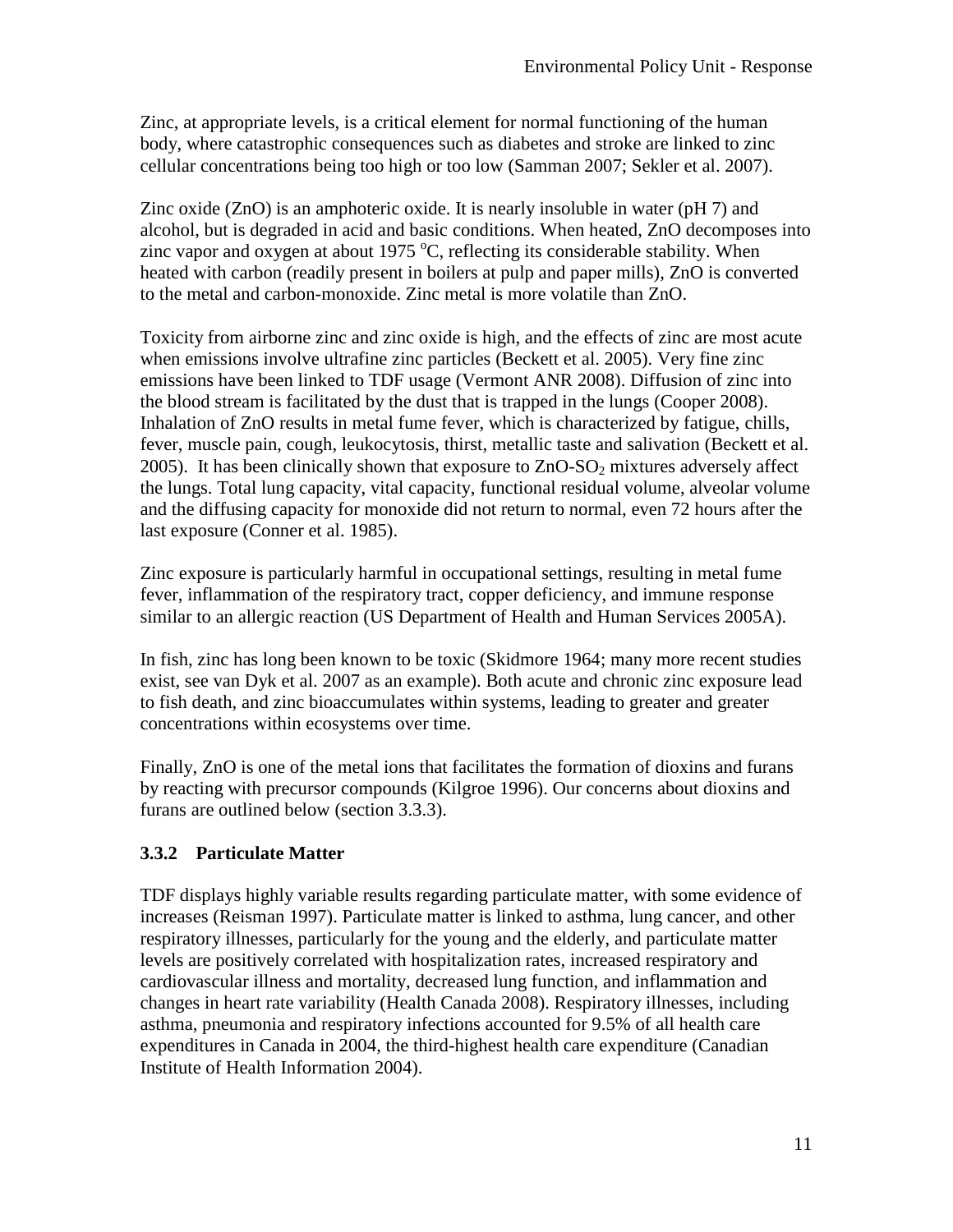Zinc, at appropriate levels, is a critical element for normal functioning of the human body, where catastrophic consequences such as diabetes and stroke are linked to zinc cellular concentrations being too high or too low (Samman 2007; Sekler et al. 2007).

Zinc oxide (ZnO) is an amphoteric oxide. It is nearly insoluble in water (pH 7) and alcohol, but is degraded in acid and basic conditions. When heated, ZnO decomposes into zinc vapor and oxygen at about 1975 $^{o}$C, reflecting its considerable stability. When heated with carbon (readily present in boilers at pulp and paper mills), ZnO is converted to the metal and carbon-monoxide. Zinc metal is more volatile than ZnO.

Toxicity from airborne zinc and zinc oxide is high, and the effects of zinc are most acute when emissions involve ultrafine zinc particles (Beckett et al. 2005). Very fine zinc emissions have been linked to TDF usage (Vermont ANR 2008). Diffusion of zinc into the blood stream is facilitated by the dust that is trapped in the lungs (Cooper 2008). Inhalation of ZnO results in metal fume fever, which is characterized by fatigue, chills, fever, muscle pain, cough, leukocytosis, thirst, metallic taste and salivation (Beckett et al. 2005). It has been clinically shown that exposure to ZnO-$SO_2$ mixtures adversely affect the lungs. Total lung capacity, vital capacity, functional residual volume, alveolar volume and the diffusing capacity for monoxide did not return to normal, even 72 hours after the last exposure (Conner et al. 1985).

Zinc exposure is particularly harmful in occupational settings, resulting in metal fume fever, inflammation of the respiratory tract, copper deficiency, and immune response similar to an allergic reaction (US Department of Health and Human Services 2005A).

In fish, zinc has long been known to be toxic (Skidmore 1964; many more recent studies exist, see van Dyk et al. 2007 as an example). Both acute and chronic zinc exposure lead to fish death, and zinc bioaccumulates within systems, leading to greater and greater concentrations within ecosystems over time.

Finally, ZnO is one of the metal ions that facilitates the formation of dioxins and furans by reacting with precursor compounds (Kilgroe 1996). Our concerns about dioxins and furans are outlined below (section 3.3.3).

### 3.3.2 Particulate Matter

TDF displays highly variable results regarding particulate matter, with some evidence of increases (Reisman 1997). Particulate matter is linked to asthma, lung cancer, and other respiratory illnesses, particularly for the young and the elderly, and particulate matter levels are positively correlated with hospitalization rates, increased respiratory and cardiovascular illness and mortality, decreased lung function, and inflammation and changes in heart rate variability (Health Canada 2008). Respiratory illnesses, including asthma, pneumonia and respiratory infections accounted for 9.5% of all health care expenditures in Canada in 2004, the third-highest health care expenditure (Canadian Institute of Health Information 2004).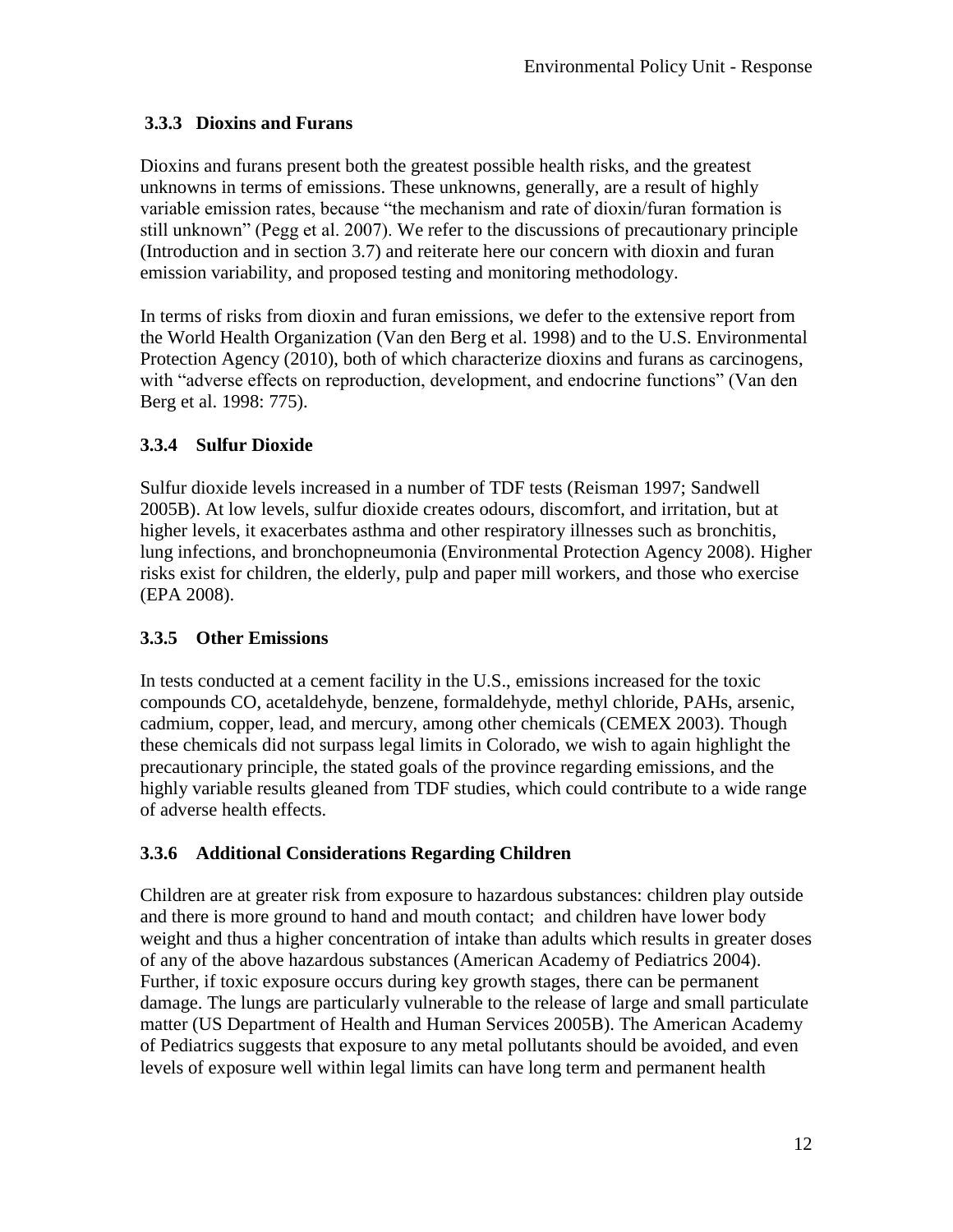### 3.3.3 Dioxins and Furans

Dioxins and furans present both the greatest possible health risks, and the greatest unknowns in terms of emissions. These unknowns, generally, are a result of highly variable emission rates, because "the mechanism and rate of dioxin/furan formation is still unknown" (Pegg et al. 2007). We refer to the discussions of precautionary principle (Introduction and in section 3.7) and reiterate here our concern with dioxin and furan emission variability, and proposed testing and monitoring methodology.

In terms of risks from dioxin and furan emissions, we defer to the extensive report from the World Health Organization (Van den Berg et al. 1998) and to the U.S. Environmental Protection Agency (2010), both of which characterize dioxins and furans as carcinogens, with "adverse effects on reproduction, development, and endocrine functions" (Van den Berg et al. 1998: 775).

### 3.3.4 Sulfur Dioxide

Sulfur dioxide levels increased in a number of TDF tests (Reisman 1997; Sandwell 2005B). At low levels, sulfur dioxide creates odours, discomfort, and irritation, but at higher levels, it exacerbates asthma and other respiratory illnesses such as bronchitis, lung infections, and bronchopneumonia (Environmental Protection Agency 2008). Higher risks exist for children, the elderly, pulp and paper mill workers, and those who exercise (EPA 2008).

### 3.3.5 Other Emissions

In tests conducted at a cement facility in the U.S., emissions increased for the toxic compounds CO, acetaldehyde, benzene, formaldehyde, methyl chloride, PAHs, arsenic, cadmium, copper, lead, and mercury, among other chemicals (CEMEX 2003). Though these chemicals did not surpass legal limits in Colorado, we wish to again highlight the precautionary principle, the stated goals of the province regarding emissions, and the highly variable results gleaned from TDF studies, which could contribute to a wide range of adverse health effects.

### 3.3.6 Additional Considerations Regarding Children

Children are at greater risk from exposure to hazardous substances: children play outside and there is more ground to hand and mouth contact; and children have lower body weight and thus a higher concentration of intake than adults which results in greater doses of any of the above hazardous substances (American Academy of Pediatrics 2004). Further, if toxic exposure occurs during key growth stages, there can be permanent damage. The lungs are particularly vulnerable to the release of large and small particulate matter (US Department of Health and Human Services 2005B). The American Academy of Pediatrics suggests that exposure to any metal pollutants should be avoided, and even levels of exposure well within legal limits can have long term and permanent health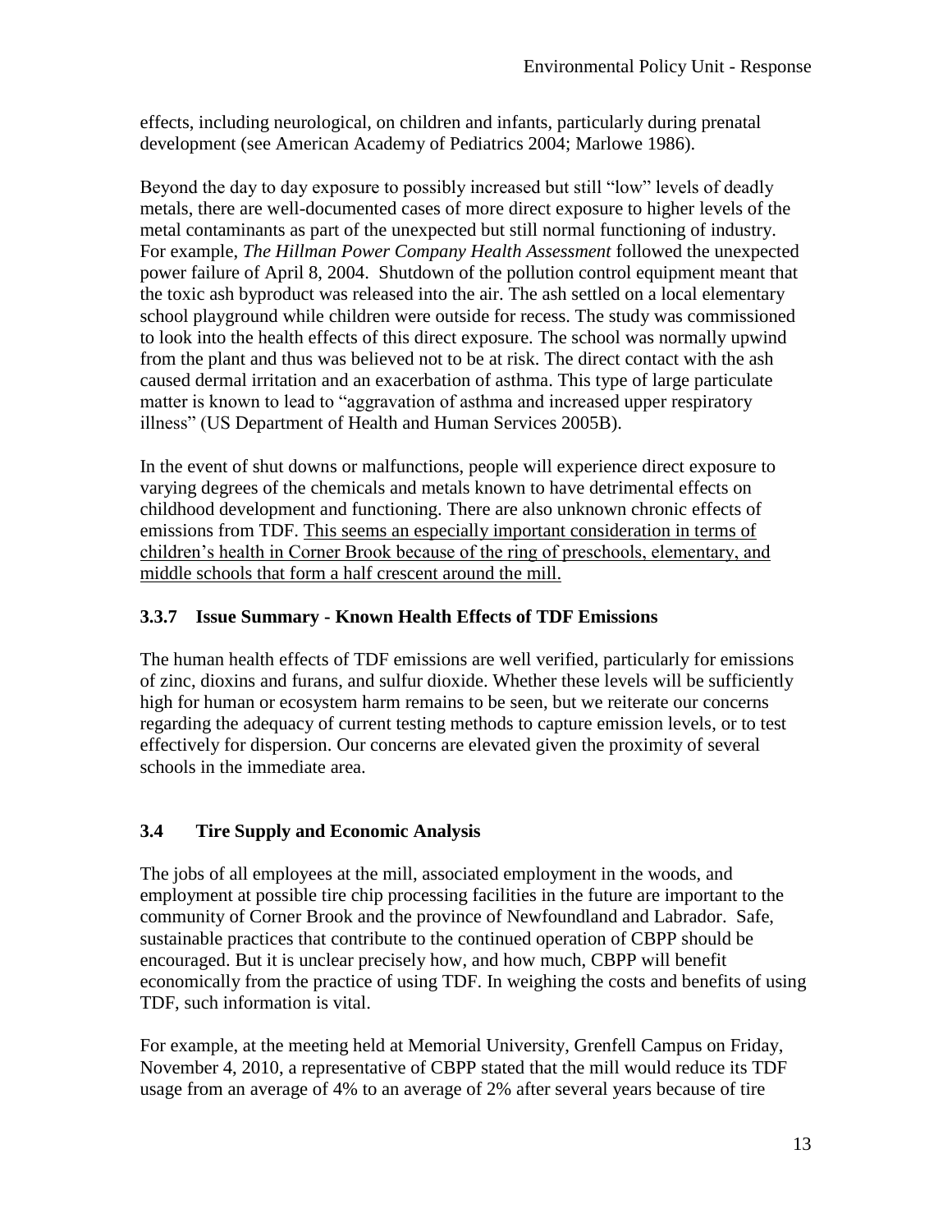effects, including neurological, on children and infants, particularly during prenatal development (see American Academy of Pediatrics 2004; Marlowe 1986).

Beyond the day to day exposure to possibly increased but still "low" levels of deadly metals, there are well-documented cases of more direct exposure to higher levels of the metal contaminants as part of the unexpected but still normal functioning of industry. For example, *The Hillman Power Company Health Assessment* followed the unexpected power failure of April 8, 2004. Shutdown of the pollution control equipment meant that the toxic ash byproduct was released into the air. The ash settled on a local elementary school playground while children were outside for recess. The study was commissioned to look into the health effects of this direct exposure. The school was normally upwind from the plant and thus was believed not to be at risk. The direct contact with the ash caused dermal irritation and an exacerbation of asthma. This type of large particulate matter is known to lead to "aggravation of asthma and increased upper respiratory illness" (US Department of Health and Human Services 2005B).

In the event of shut downs or malfunctions, people will experience direct exposure to varying degrees of the chemicals and metals known to have detrimental effects on childhood development and functioning. There are also unknown chronic effects of emissions from TDF. <u>This seems an especially important consideration in terms of children's health in Corner Brook because of the ring of preschools, elementary, and middle schools that form a half crescent around the mill.</u>

### 3.3.7 Issue Summary - Known Health Effects of TDF Emissions

The human health effects of TDF emissions are well verified, particularly for emissions of zinc, dioxins and furans, and sulfur dioxide. Whether these levels will be sufficiently high for human or ecosystem harm remains to be seen, but we reiterate our concerns regarding the adequacy of current testing methods to capture emission levels, or to test effectively for dispersion. Our concerns are elevated given the proximity of several schools in the immediate area.

## 3.4 Tire Supply and Economic Analysis

The jobs of all employees at the mill, associated employment in the woods, and employment at possible tire chip processing facilities in the future are important to the community of Corner Brook and the province of Newfoundland and Labrador. Safe, sustainable practices that contribute to the continued operation of CBPP should be encouraged. But it is unclear precisely how, and how much, CBPP will benefit economically from the practice of using TDF. In weighing the costs and benefits of using TDF, such information is vital.

For example, at the meeting held at Memorial University, Grenfell Campus on Friday, November 4, 2010, a representative of CBPP stated that the mill would reduce its TDF usage from an average of 4% to an average of 2% after several years because of tire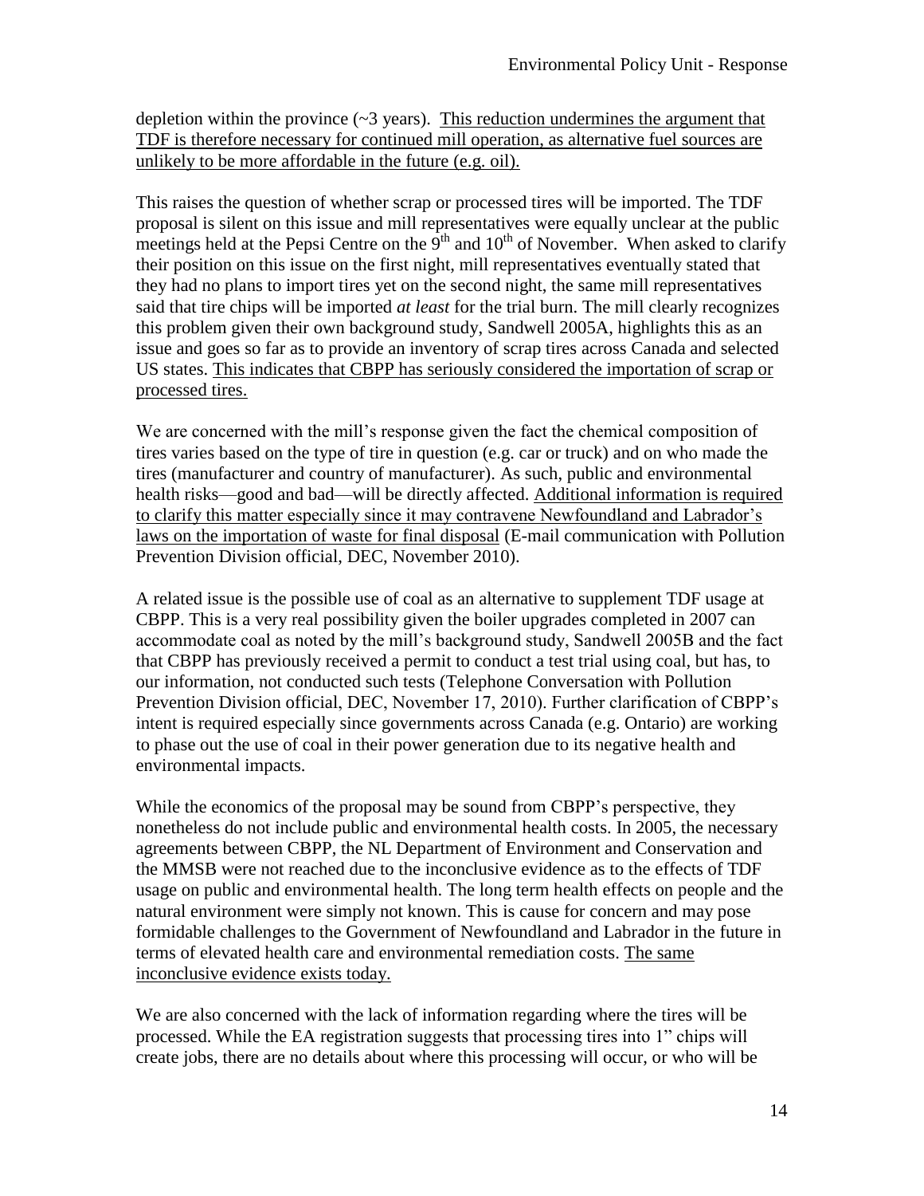depletion within the province (~3 years). <u>This reduction undermines the argument that TDF is therefore necessary for continued mill operation, as alternative fuel sources are unlikely to be more affordable in the future (e.g. oil).</u>

This raises the question of whether scrap or processed tires will be imported. The TDF proposal is silent on this issue and mill representatives were equally unclear at the public meetings held at the Pepsi Centre on the 9th and 10th of November. When asked to clarify their position on this issue on the first night, mill representatives eventually stated that they had no plans to import tires yet on the second night, the same mill representatives said that tire chips will be imported *at least* for the trial burn. The mill clearly recognizes this problem given their own background study, Sandwell 2005A, highlights this as an issue and goes so far as to provide an inventory of scrap tires across Canada and selected US states. <u>This indicates that CBPP has seriously considered the importation of scrap or processed tires.</u>

We are concerned with the mill's response given the fact the chemical composition of tires varies based on the type of tire in question (e.g. car or truck) and on who made the tires (manufacturer and country of manufacturer). As such, public and environmental health risks—good and bad—will be directly affected. <u>Additional information is required to clarify this matter especially since it may contravene Newfoundland and Labrador's laws on the importation of waste for final disposal</u> (E-mail communication with Pollution Prevention Division official, DEC, November 2010).

A related issue is the possible use of coal as an alternative to supplement TDF usage at CBPP. This is a very real possibility given the boiler upgrades completed in 2007 can accommodate coal as noted by the mill's background study, Sandwell 2005B and the fact that CBPP has previously received a permit to conduct a test trial using coal, but has, to our information, not conducted such tests (Telephone Conversation with Pollution Prevention Division official, DEC, November 17, 2010). Further clarification of CBPP's intent is required especially since governments across Canada (e.g. Ontario) are working to phase out the use of coal in their power generation due to its negative health and environmental impacts.

While the economics of the proposal may be sound from CBPP's perspective, they nonetheless do not include public and environmental health costs. In 2005, the necessary agreements between CBPP, the NL Department of Environment and Conservation and the MMSB were not reached due to the inconclusive evidence as to the effects of TDF usage on public and environmental health. The long term health effects on people and the natural environment were simply not known. This is cause for concern and may pose formidable challenges to the Government of Newfoundland and Labrador in the future in terms of elevated health care and environmental remediation costs. <u>The same inconclusive evidence exists today.</u>

We are also concerned with the lack of information regarding where the tires will be processed. While the EA registration suggests that processing tires into 1" chips will create jobs, there are no details about where this processing will occur, or who will be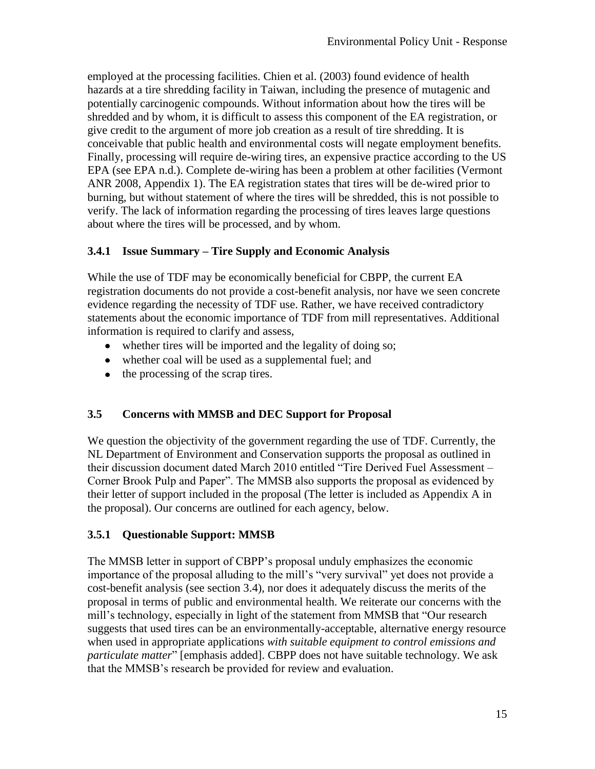employed at the processing facilities. Chien et al. (2003) found evidence of health hazards at a tire shredding facility in Taiwan, including the presence of mutagenic and potentially carcinogenic compounds. Without information about how the tires will be shredded and by whom, it is difficult to assess this component of the EA registration, or give credit to the argument of more job creation as a result of tire shredding. It is conceivable that public health and environmental costs will negate employment benefits. Finally, processing will require de-wiring tires, an expensive practice according to the US EPA (see EPA n.d.). Complete de-wiring has been a problem at other facilities (Vermont ANR 2008, Appendix 1). The EA registration states that tires will be de-wired prior to burning, but without statement of where the tires will be shredded, this is not possible to verify. The lack of information regarding the processing of tires leaves large questions about where the tires will be processed, and by whom.

### 3.4.1 Issue Summary – Tire Supply and Economic Analysis

While the use of TDF may be economically beneficial for CBPP, the current EA registration documents do not provide a cost-benefit analysis, nor have we seen concrete evidence regarding the necessity of TDF use. Rather, we have received contradictory statements about the economic importance of TDF from mill representatives. Additional information is required to clarify and assess,

- whether tires will be imported and the legality of doing so;
- whether coal will be used as a supplemental fuel; and
- the processing of the scrap tires.

## 3.5 Concerns with MMSB and DEC Support for Proposal

We question the objectivity of the government regarding the use of TDF. Currently, the NL Department of Environment and Conservation supports the proposal as outlined in their discussion document dated March 2010 entitled "Tire Derived Fuel Assessment – Corner Brook Pulp and Paper". The MMSB also supports the proposal as evidenced by their letter of support included in the proposal (The letter is included as Appendix A in the proposal). Our concerns are outlined for each agency, below.

### 3.5.1 Questionable Support: MMSB

The MMSB letter in support of CBPP's proposal unduly emphasizes the economic importance of the proposal alluding to the mill's "very survival" yet does not provide a cost-benefit analysis (see section 3.4), nor does it adequately discuss the merits of the proposal in terms of public and environmental health. We reiterate our concerns with the mill's technology, especially in light of the statement from MMSB that "Our research suggests that used tires can be an environmentally-acceptable, alternative energy resource when used in appropriate applications *with suitable equipment to control emissions and particulate matter*" [emphasis added]. CBPP does not have suitable technology. We ask that the MMSB's research be provided for review and evaluation.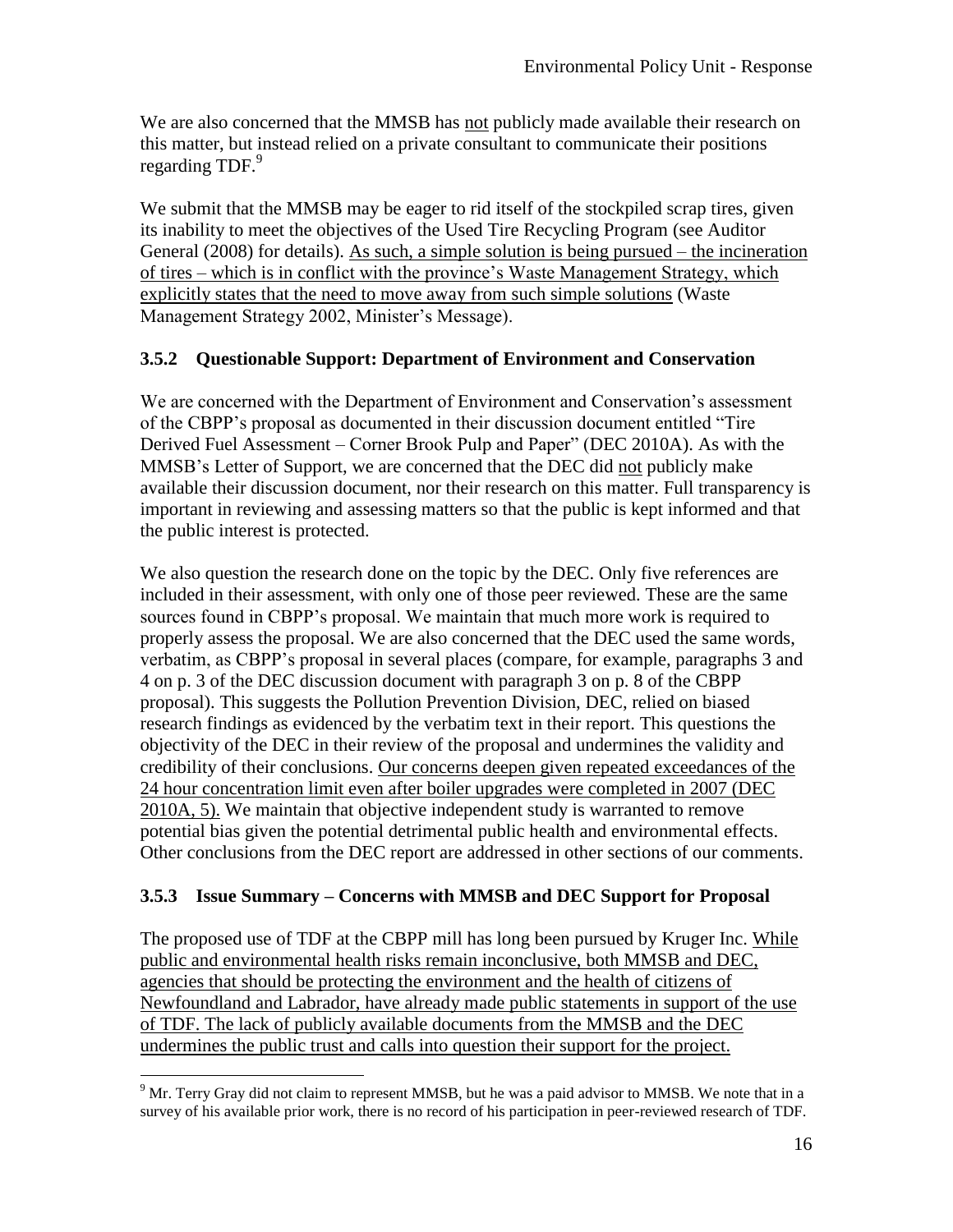We are also concerned that the MMSB has not publicly made available their research on this matter, but instead relied on a private consultant to communicate their positions regarding TDF.[9]

We submit that the MMSB may be eager to rid itself of the stockpiled scrap tires, given its inability to meet the objectives of the Used Tire Recycling Program (see Auditor General (2008) for details). As such, a simple solution is being pursued – the incineration of tires – which is in conflict with the province's Waste Management Strategy, which explicitly states that the need to move away from such simple solutions (Waste Management Strategy 2002, Minister's Message).

### 3.5.2 Questionable Support: Department of Environment and Conservation

We are concerned with the Department of Environment and Conservation's assessment of the CBPP's proposal as documented in their discussion document entitled "Tire Derived Fuel Assessment – Corner Brook Pulp and Paper" (DEC 2010A). As with the MMSB's Letter of Support, we are concerned that the DEC did not publicly make available their discussion document, nor their research on this matter. Full transparency is important in reviewing and assessing matters so that the public is kept informed and that the public interest is protected.

We also question the research done on the topic by the DEC. Only five references are included in their assessment, with only one of those peer reviewed. These are the same sources found in CBPP's proposal. We maintain that much more work is required to properly assess the proposal. We are also concerned that the DEC used the same words, verbatim, as CBPP's proposal in several places (compare, for example, paragraphs 3 and 4 on p. 3 of the DEC discussion document with paragraph 3 on p. 8 of the CBPP proposal). This suggests the Pollution Prevention Division, DEC, relied on biased research findings as evidenced by the verbatim text in their report. This questions the objectivity of the DEC in their review of the proposal and undermines the validity and credibility of their conclusions. Our concerns deepen given repeated exceedances of the 24 hour concentration limit even after boiler upgrades were completed in 2007 (DEC 2010A, 5). We maintain that objective independent study is warranted to remove potential bias given the potential detrimental public health and environmental effects. Other conclusions from the DEC report are addressed in other sections of our comments.

### 3.5.3 Issue Summary – Concerns with MMSB and DEC Support for Proposal

The proposed use of TDF at the CBPP mill has long been pursued by Kruger Inc. While public and environmental health risks remain inconclusive, both MMSB and DEC, agencies that should be protecting the environment and the health of citizens of Newfoundland and Labrador, have already made public statements in support of the use of TDF. The lack of publicly available documents from the MMSB and the DEC undermines the public trust and calls into question their support for the project.

[9] Mr. Terry Gray did not claim to represent MMSB, but he was a paid advisor to MMSB. We note that in a survey of his available prior work, there is no record of his participation in peer-reviewed research of TDF.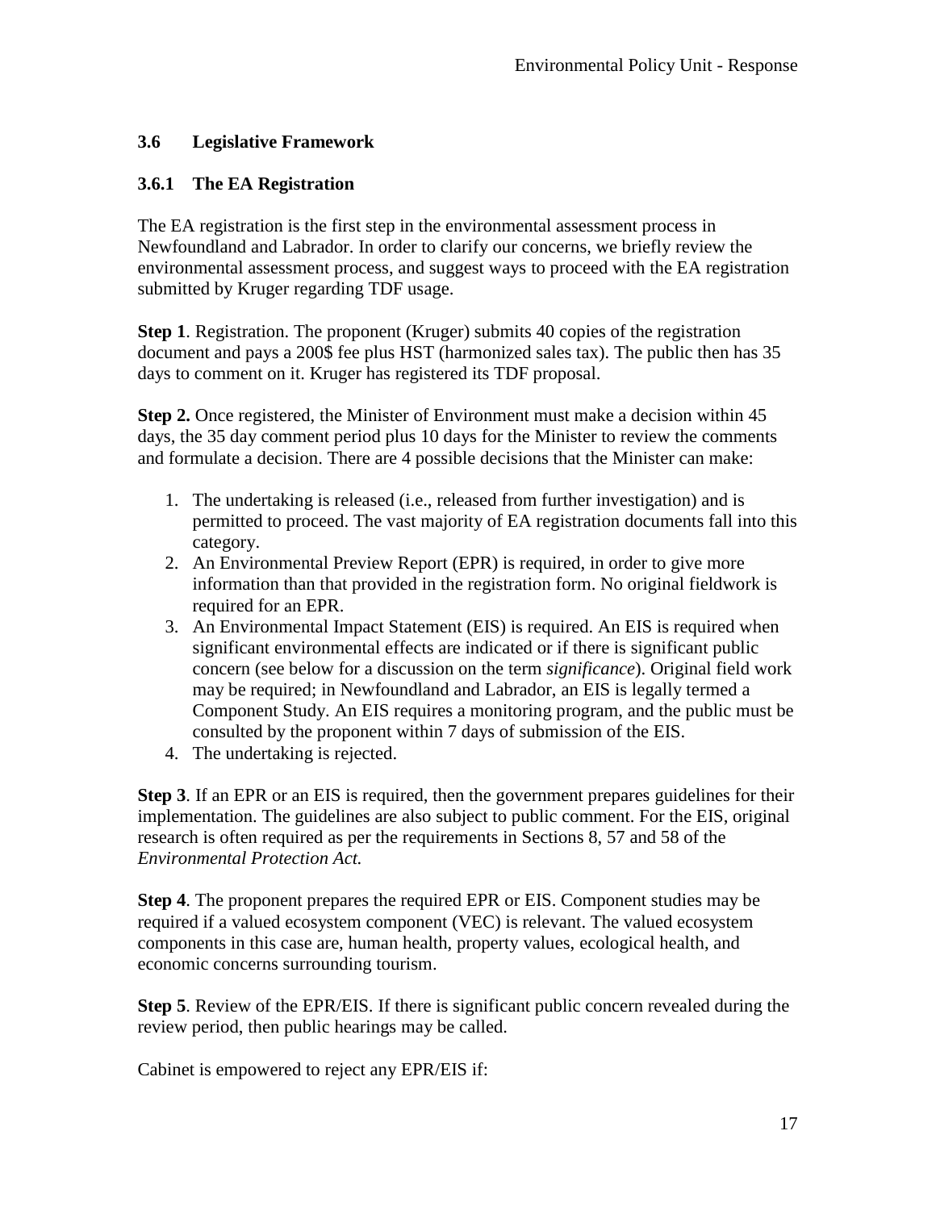### 3.6 Legislative Framework

#### 3.6.1 The EA Registration

The EA registration is the first step in the environmental assessment process in Newfoundland and Labrador. In order to clarify our concerns, we briefly review the environmental assessment process, and suggest ways to proceed with the EA registration submitted by Kruger regarding TDF usage.

**Step 1**. Registration. The proponent (Kruger) submits 40 copies of the registration document and pays a 200$ fee plus HST (harmonized sales tax). The public then has 35 days to comment on it. Kruger has registered its TDF proposal.

**Step 2.** Once registered, the Minister of Environment must make a decision within 45 days, the 35 day comment period plus 10 days for the Minister to review the comments and formulate a decision. There are 4 possible decisions that the Minister can make:

1. The undertaking is released (i.e., released from further investigation) and is permitted to proceed. The vast majority of EA registration documents fall into this category.
2. An Environmental Preview Report (EPR) is required, in order to give more information than that provided in the registration form. No original fieldwork is required for an EPR.
3. An Environmental Impact Statement (EIS) is required. An EIS is required when significant environmental effects are indicated or if there is significant public concern (see below for a discussion on the term *significance*). Original field work may be required; in Newfoundland and Labrador, an EIS is legally termed a Component Study. An EIS requires a monitoring program, and the public must be consulted by the proponent within 7 days of submission of the EIS.
4. The undertaking is rejected.

**Step 3**. If an EPR or an EIS is required, then the government prepares guidelines for their implementation. The guidelines are also subject to public comment. For the EIS, original research is often required as per the requirements in Sections 8, 57 and 58 of the *Environmental Protection Act.*

**Step 4**. The proponent prepares the required EPR or EIS. Component studies may be required if a valued ecosystem component (VEC) is relevant. The valued ecosystem components in this case are, human health, property values, ecological health, and economic concerns surrounding tourism.

**Step 5**. Review of the EPR/EIS. If there is significant public concern revealed during the review period, then public hearings may be called.

Cabinet is empowered to reject any EPR/EIS if: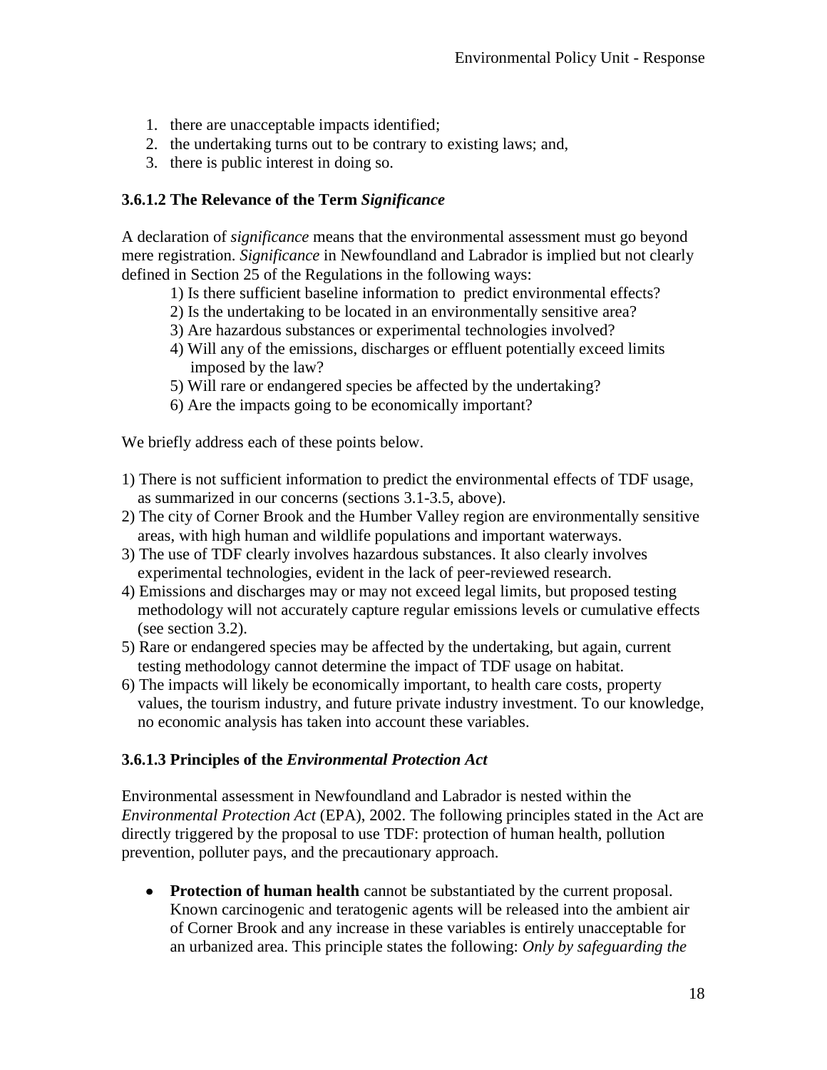1. there are unacceptable impacts identified;
2. the undertaking turns out to be contrary to existing laws; and,
3. there is public interest in doing so.

### 3.6.1.2 The Relevance of the Term *Significance*

A declaration of *significance* means that the environmental assessment must go beyond mere registration. *Significance* in Newfoundland and Labrador is implied but not clearly defined in Section 25 of the Regulations in the following ways:

1) Is there sufficient baseline information to predict environmental effects?
2) Is the undertaking to be located in an environmentally sensitive area?
3) Are hazardous substances or experimental technologies involved?
4) Will any of the emissions, discharges or effluent potentially exceed limits imposed by the law?
5) Will rare or endangered species be affected by the undertaking?
6) Are the impacts going to be economically important?

We briefly address each of these points below.

1) There is not sufficient information to predict the environmental effects of TDF usage, as summarized in our concerns (sections 3.1-3.5, above).
2) The city of Corner Brook and the Humber Valley region are environmentally sensitive areas, with high human and wildlife populations and important waterways.
3) The use of TDF clearly involves hazardous substances. It also clearly involves experimental technologies, evident in the lack of peer-reviewed research.
4) Emissions and discharges may or may not exceed legal limits, but proposed testing methodology will not accurately capture regular emissions levels or cumulative effects (see section 3.2).
5) Rare or endangered species may be affected by the undertaking, but again, current testing methodology cannot determine the impact of TDF usage on habitat.
6) The impacts will likely be economically important, to health care costs, property values, the tourism industry, and future private industry investment. To our knowledge, no economic analysis has taken into account these variables.

### 3.6.1.3 Principles of the *Environmental Protection Act*

Environmental assessment in Newfoundland and Labrador is nested within the *Environmental Protection Act* (EPA), 2002. The following principles stated in the Act are directly triggered by the proposal to use TDF: protection of human health, pollution prevention, polluter pays, and the precautionary approach.

- **Protection of human health** cannot be substantiated by the current proposal. Known carcinogenic and teratogenic agents will be released into the ambient air of Corner Brook and any increase in these variables is entirely unacceptable for an urbanized area. This principle states the following: *Only by safeguarding the*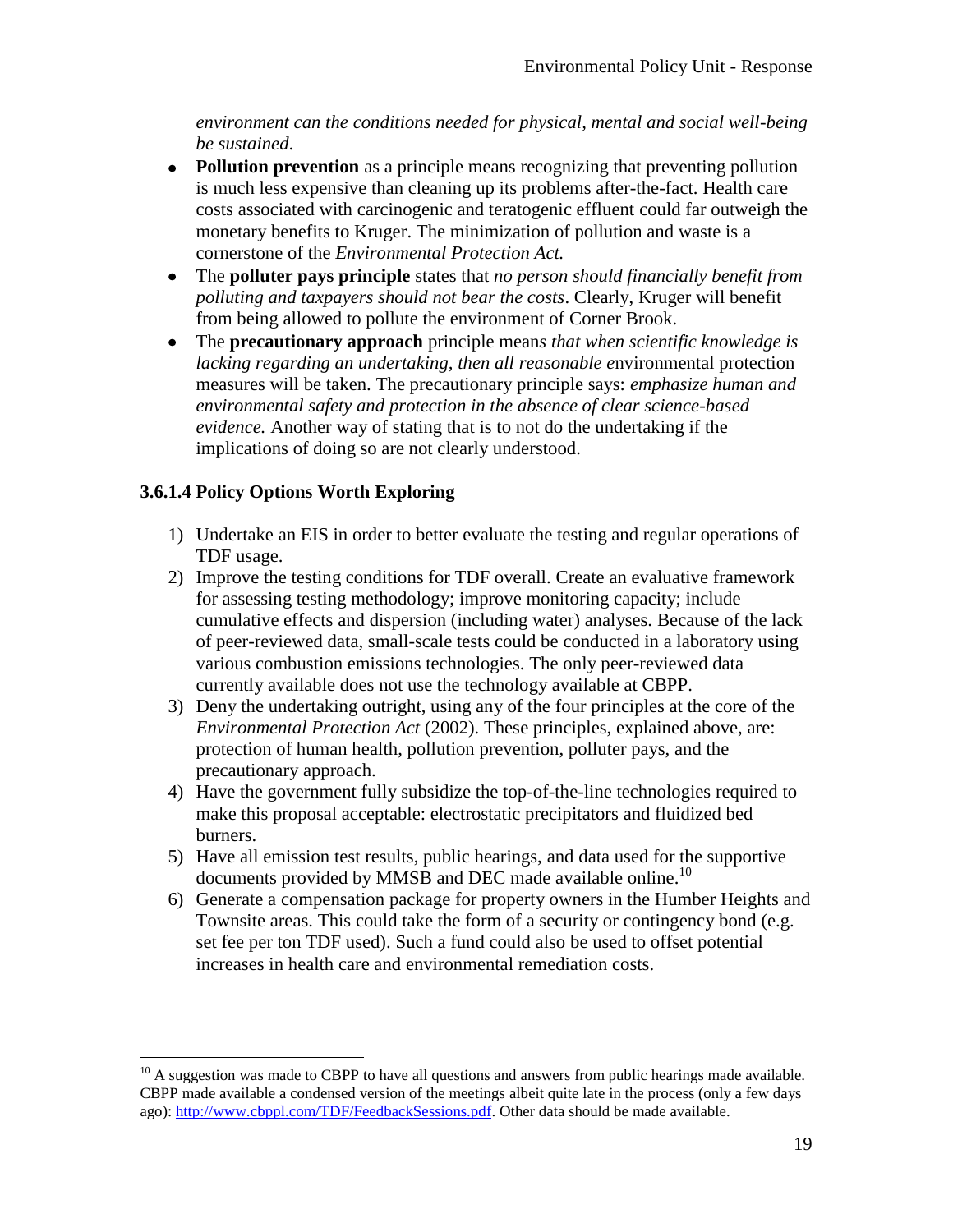*environment can the conditions needed for physical, mental and social well-being be sustained.*

- **Pollution prevention** as a principle means recognizing that preventing pollution is much less expensive than cleaning up its problems after-the-fact. Health care costs associated with carcinogenic and teratogenic effluent could far outweigh the monetary benefits to Kruger. The minimization of pollution and waste is a cornerstone of the *Environmental Protection Act.*
- The **polluter pays principle** states that *no person should financially benefit from polluting and taxpayers should not bear the costs*. Clearly, Kruger will benefit from being allowed to pollute the environment of Corner Brook.
- The **precautionary approach** principle mean*s that when scientific knowledge is lacking regarding an undertaking, then all reasonable e*nvironmental protection measures will be taken. The precautionary principle says: *emphasize human and environmental safety and protection in the absence of clear science-based evidence.* Another way of stating that is to not do the undertaking if the implications of doing so are not clearly understood.

### 3.6.1.4 Policy Options Worth Exploring

1) Undertake an EIS in order to better evaluate the testing and regular operations of TDF usage.
2) Improve the testing conditions for TDF overall. Create an evaluative framework for assessing testing methodology; improve monitoring capacity; include cumulative effects and dispersion (including water) analyses. Because of the lack of peer-reviewed data, small-scale tests could be conducted in a laboratory using various combustion emissions technologies. The only peer-reviewed data currently available does not use the technology available at CBPP.
3) Deny the undertaking outright, using any of the four principles at the core of the *Environmental Protection Act* (2002). These principles, explained above, are: protection of human health, pollution prevention, polluter pays, and the precautionary approach.
4) Have the government fully subsidize the top-of-the-line technologies required to make this proposal acceptable: electrostatic precipitators and fluidized bed burners.
5) Have all emission test results, public hearings, and data used for the supportive documents provided by MMSB and DEC made available online.[10]
6) Generate a compensation package for property owners in the Humber Heights and Townsite areas. This could take the form of a security or contingency bond (e.g. set fee per ton TDF used). Such a fund could also be used to offset potential increases in health care and environmental remediation costs.

[10] A suggestion was made to CBPP to have all questions and answers from public hearings made available. CBPP made available a condensed version of the meetings albeit quite late in the process (only a few days ago): http://www.cbppl.com/TDF/FeedbackSessions.pdf. Other data should be made available.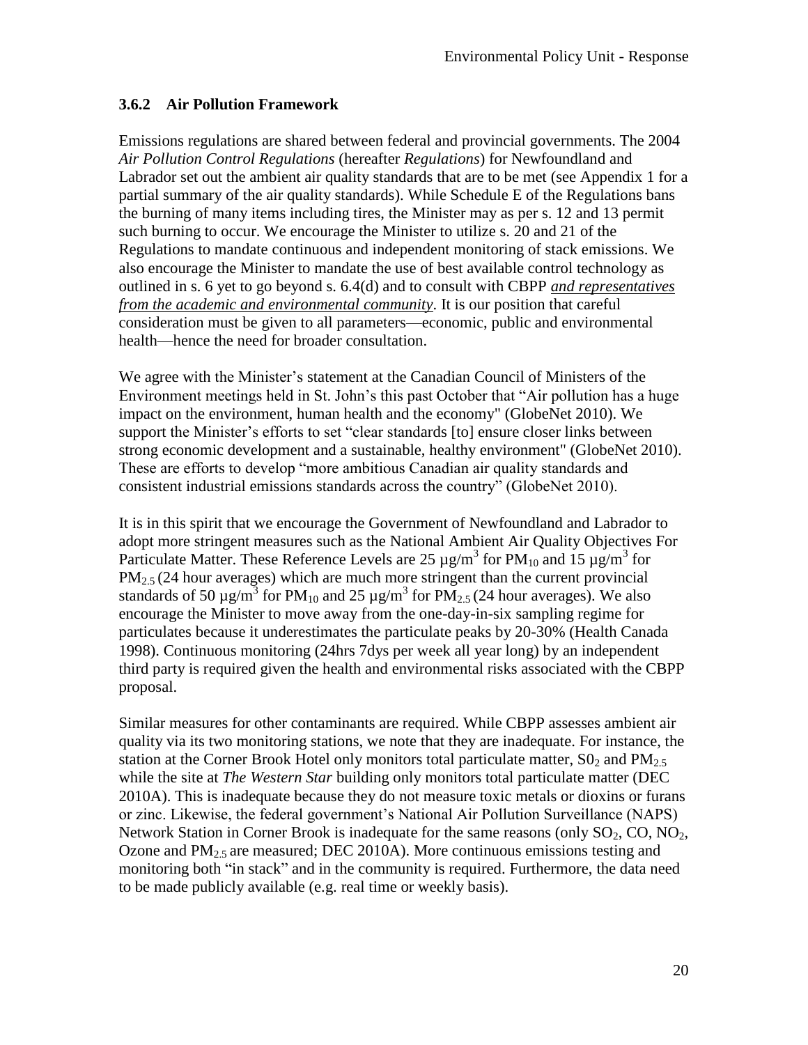### 3.6.2 Air Pollution Framework

Emissions regulations are shared between federal and provincial governments. The 2004 *Air Pollution Control Regulations* (hereafter *Regulations*) for Newfoundland and Labrador set out the ambient air quality standards that are to be met (see Appendix 1 for a partial summary of the air quality standards). While Schedule E of the Regulations bans the burning of many items including tires, the Minister may as per s. 12 and 13 permit such burning to occur. We encourage the Minister to utilize s. 20 and 21 of the Regulations to mandate continuous and independent monitoring of stack emissions. We also encourage the Minister to mandate the use of best available control technology as outlined in s. 6 yet to go beyond s. 6.4(d) and to consult with CBPP *and representatives from the academic and environmental community*. It is our position that careful consideration must be given to all parameters—economic, public and environmental health—hence the need for broader consultation.

We agree with the Minister's statement at the Canadian Council of Ministers of the Environment meetings held in St. John's this past October that "Air pollution has a huge impact on the environment, human health and the economy" (GlobeNet 2010). We support the Minister's efforts to set "clear standards [to] ensure closer links between strong economic development and a sustainable, healthy environment" (GlobeNet 2010). These are efforts to develop "more ambitious Canadian air quality standards and consistent industrial emissions standards across the country" (GlobeNet 2010).

It is in this spirit that we encourage the Government of Newfoundland and Labrador to adopt more stringent measures such as the National Ambient Air Quality Objectives For Particulate Matter. These Reference Levels are 25 $\mu g/m^3$ for $PM_{10}$ and 15 $\mu g/m^3$ for $PM_{2.5}$ (24 hour averages) which are much more stringent than the current provincial standards of 50 $\mu g/m^3$ for $PM_{10}$ and 25 $\mu g/m^3$ for $PM_{2.5}$ (24 hour averages). We also encourage the Minister to move away from the one-day-in-six sampling regime for particulates because it underestimates the particulate peaks by 20-30% (Health Canada 1998). Continuous monitoring (24hrs 7dys per week all year long) by an independent third party is required given the health and environmental risks associated with the CBPP proposal.

Similar measures for other contaminants are required. While CBPP assesses ambient air quality via its two monitoring stations, we note that they are inadequate. For instance, the station at the Corner Brook Hotel only monitors total particulate matter, $S0_2$ and $PM_{2.5}$ while the site at *The Western Star* building only monitors total particulate matter (DEC 2010A). This is inadequate because they do not measure toxic metals or dioxins or furans or zinc. Likewise, the federal government's National Air Pollution Surveillance (NAPS) Network Station in Corner Brook is inadequate for the same reasons (only $SO_2$, CO, $NO_2$, Ozone and $PM_{2.5}$ are measured; DEC 2010A). More continuous emissions testing and monitoring both "in stack" and in the community is required. Furthermore, the data need to be made publicly available (e.g. real time or weekly basis).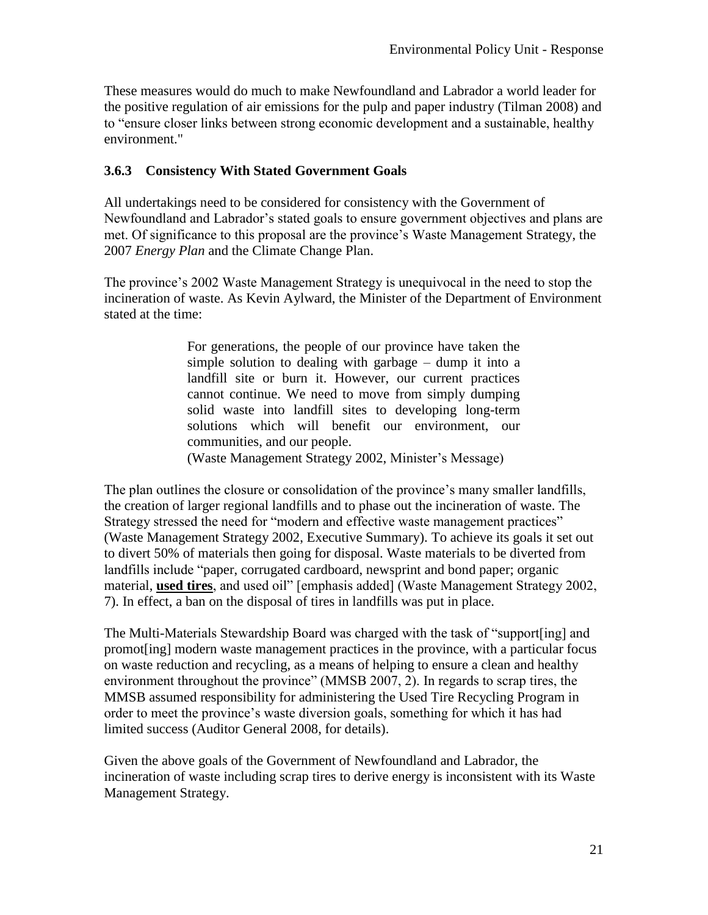These measures would do much to make Newfoundland and Labrador a world leader for the positive regulation of air emissions for the pulp and paper industry (Tilman 2008) and to "ensure closer links between strong economic development and a sustainable, healthy environment."

### 3.6.3 Consistency With Stated Government Goals

All undertakings need to be considered for consistency with the Government of Newfoundland and Labrador's stated goals to ensure government objectives and plans are met. Of significance to this proposal are the province's Waste Management Strategy, the 2007 *Energy Plan* and the Climate Change Plan.

The province's 2002 Waste Management Strategy is unequivocal in the need to stop the incineration of waste. As Kevin Aylward, the Minister of the Department of Environment stated at the time:

> For generations, the people of our province have taken the simple solution to dealing with garbage – dump it into a landfill site or burn it. However, our current practices cannot continue. We need to move from simply dumping solid waste into landfill sites to developing long-term solutions which will benefit our environment, our communities, and our people.
> (Waste Management Strategy 2002, Minister's Message)

The plan outlines the closure or consolidation of the province's many smaller landfills, the creation of larger regional landfills and to phase out the incineration of waste. The Strategy stressed the need for "modern and effective waste management practices" (Waste Management Strategy 2002, Executive Summary). To achieve its goals it set out to divert 50% of materials then going for disposal. Waste materials to be diverted from landfills include "paper, corrugated cardboard, newsprint and bond paper; organic material, **used tires**, and used oil" [emphasis added] (Waste Management Strategy 2002, 7). In effect, a ban on the disposal of tires in landfills was put in place.

The Multi-Materials Stewardship Board was charged with the task of "support[ing] and promot[ing] modern waste management practices in the province, with a particular focus on waste reduction and recycling, as a means of helping to ensure a clean and healthy environment throughout the province" (MMSB 2007, 2). In regards to scrap tires, the MMSB assumed responsibility for administering the Used Tire Recycling Program in order to meet the province's waste diversion goals, something for which it has had limited success (Auditor General 2008, for details).

Given the above goals of the Government of Newfoundland and Labrador, the incineration of waste including scrap tires to derive energy is inconsistent with its Waste Management Strategy.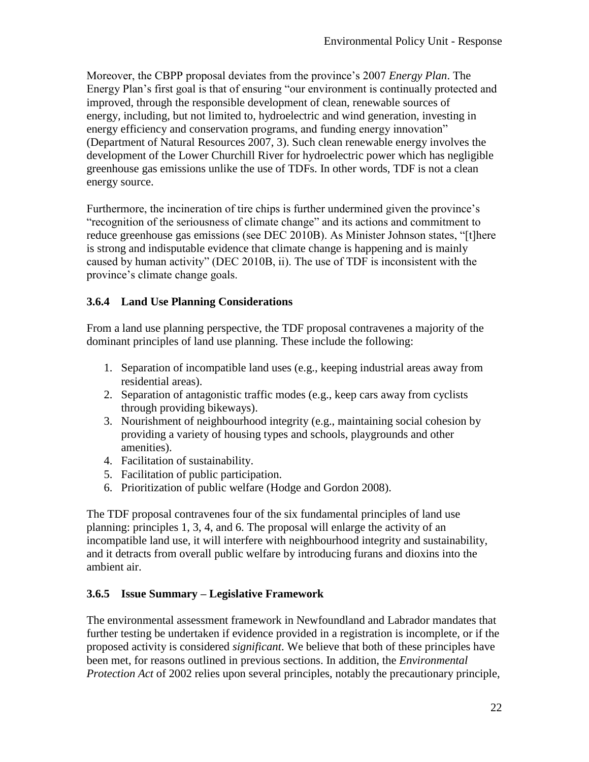Moreover, the CBPP proposal deviates from the province's 2007 *Energy Plan*. The Energy Plan's first goal is that of ensuring "our environment is continually protected and improved, through the responsible development of clean, renewable sources of energy, including, but not limited to, hydroelectric and wind generation, investing in energy efficiency and conservation programs, and funding energy innovation" (Department of Natural Resources 2007, 3). Such clean renewable energy involves the development of the Lower Churchill River for hydroelectric power which has negligible greenhouse gas emissions unlike the use of TDFs. In other words, TDF is not a clean energy source.

Furthermore, the incineration of tire chips is further undermined given the province's "recognition of the seriousness of climate change" and its actions and commitment to reduce greenhouse gas emissions (see DEC 2010B). As Minister Johnson states, "[t]here is strong and indisputable evidence that climate change is happening and is mainly caused by human activity" (DEC 2010B, ii). The use of TDF is inconsistent with the province's climate change goals.

### 3.6.4 Land Use Planning Considerations

From a land use planning perspective, the TDF proposal contravenes a majority of the dominant principles of land use planning. These include the following:

1. Separation of incompatible land uses (e.g., keeping industrial areas away from residential areas).
2. Separation of antagonistic traffic modes (e.g., keep cars away from cyclists through providing bikeways).
3. Nourishment of neighbourhood integrity (e.g., maintaining social cohesion by providing a variety of housing types and schools, playgrounds and other amenities).
4. Facilitation of sustainability.
5. Facilitation of public participation.
6. Prioritization of public welfare (Hodge and Gordon 2008).

The TDF proposal contravenes four of the six fundamental principles of land use planning: principles 1, 3, 4, and 6. The proposal will enlarge the activity of an incompatible land use, it will interfere with neighbourhood integrity and sustainability, and it detracts from overall public welfare by introducing furans and dioxins into the ambient air.

### 3.6.5 Issue Summary – Legislative Framework

The environmental assessment framework in Newfoundland and Labrador mandates that further testing be undertaken if evidence provided in a registration is incomplete, or if the proposed activity is considered *significant*. We believe that both of these principles have been met, for reasons outlined in previous sections. In addition, the *Environmental Protection Act* of 2002 relies upon several principles, notably the precautionary principle,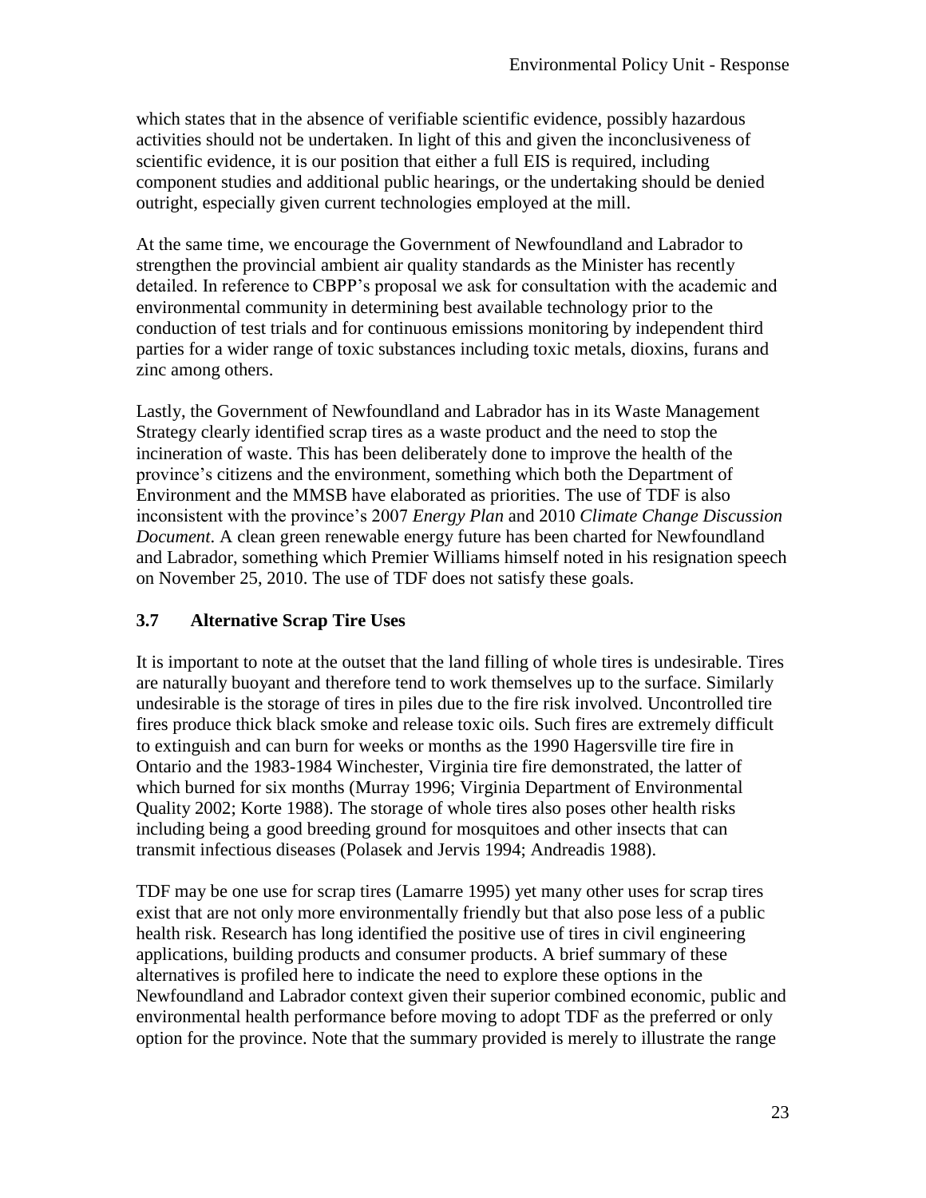which states that in the absence of verifiable scientific evidence, possibly hazardous activities should not be undertaken. In light of this and given the inconclusiveness of scientific evidence, it is our position that either a full EIS is required, including component studies and additional public hearings, or the undertaking should be denied outright, especially given current technologies employed at the mill.

At the same time, we encourage the Government of Newfoundland and Labrador to strengthen the provincial ambient air quality standards as the Minister has recently detailed. In reference to CBPP's proposal we ask for consultation with the academic and environmental community in determining best available technology prior to the conduction of test trials and for continuous emissions monitoring by independent third parties for a wider range of toxic substances including toxic metals, dioxins, furans and zinc among others.

Lastly, the Government of Newfoundland and Labrador has in its Waste Management Strategy clearly identified scrap tires as a waste product and the need to stop the incineration of waste. This has been deliberately done to improve the health of the province's citizens and the environment, something which both the Department of Environment and the MMSB have elaborated as priorities. The use of TDF is also inconsistent with the province's 2007 *Energy Plan* and 2010 *Climate Change Discussion Document*. A clean green renewable energy future has been charted for Newfoundland and Labrador, something which Premier Williams himself noted in his resignation speech on November 25, 2010. The use of TDF does not satisfy these goals.

### 3.7 Alternative Scrap Tire Uses

It is important to note at the outset that the land filling of whole tires is undesirable. Tires are naturally buoyant and therefore tend to work themselves up to the surface. Similarly undesirable is the storage of tires in piles due to the fire risk involved. Uncontrolled tire fires produce thick black smoke and release toxic oils. Such fires are extremely difficult to extinguish and can burn for weeks or months as the 1990 Hagersville tire fire in Ontario and the 1983-1984 Winchester, Virginia tire fire demonstrated, the latter of which burned for six months (Murray 1996; Virginia Department of Environmental Quality 2002; Korte 1988). The storage of whole tires also poses other health risks including being a good breeding ground for mosquitoes and other insects that can transmit infectious diseases (Polasek and Jervis 1994; Andreadis 1988).

TDF may be one use for scrap tires (Lamarre 1995) yet many other uses for scrap tires exist that are not only more environmentally friendly but that also pose less of a public health risk. Research has long identified the positive use of tires in civil engineering applications, building products and consumer products. A brief summary of these alternatives is profiled here to indicate the need to explore these options in the Newfoundland and Labrador context given their superior combined economic, public and environmental health performance before moving to adopt TDF as the preferred or only option for the province. Note that the summary provided is merely to illustrate the range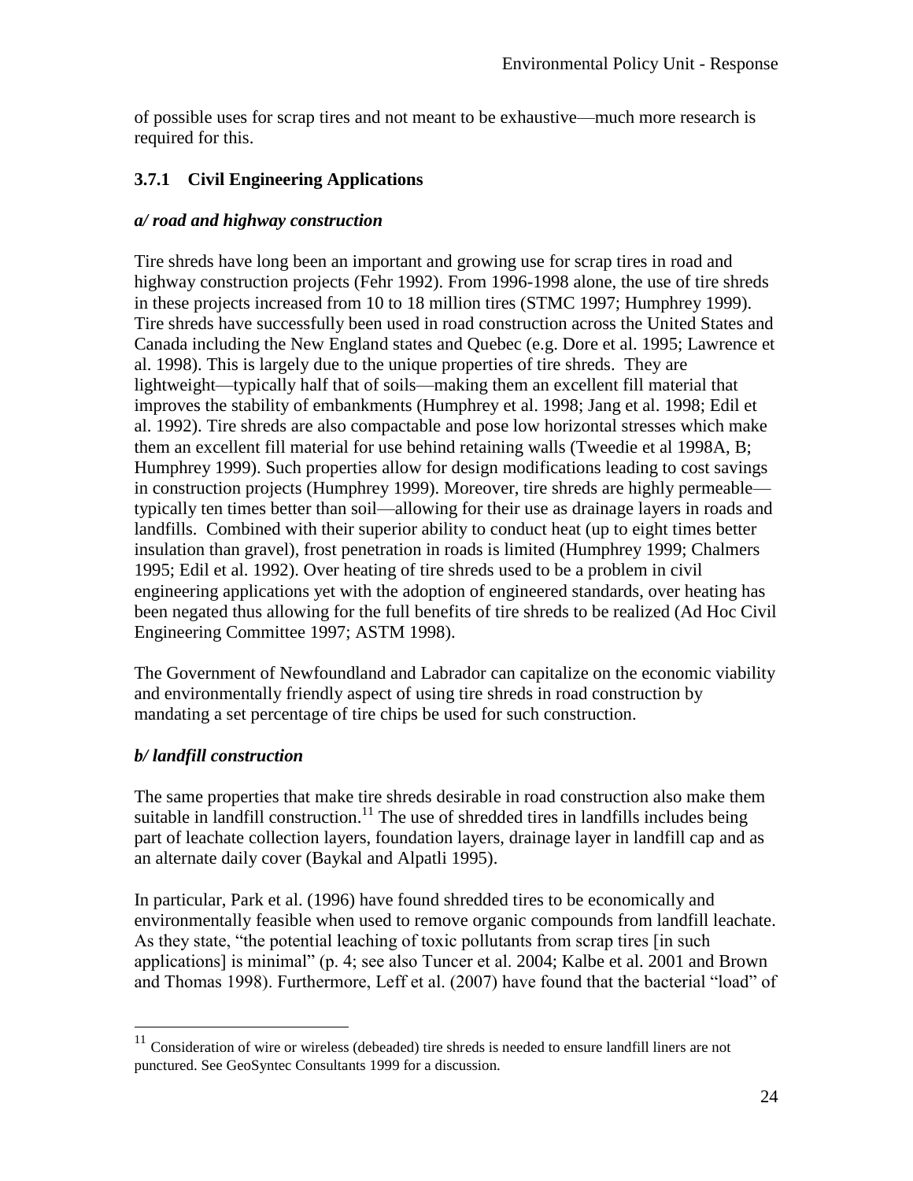of possible uses for scrap tires and not meant to be exhaustive—much more research is required for this.

### 3.7.1 Civil Engineering Applications

#### *a/ road and highway construction*

Tire shreds have long been an important and growing use for scrap tires in road and highway construction projects (Fehr 1992). From 1996-1998 alone, the use of tire shreds in these projects increased from 10 to 18 million tires (STMC 1997; Humphrey 1999). Tire shreds have successfully been used in road construction across the United States and Canada including the New England states and Quebec (e.g. Dore et al. 1995; Lawrence et al. 1998). This is largely due to the unique properties of tire shreds. They are lightweight—typically half that of soils—making them an excellent fill material that improves the stability of embankments (Humphrey et al. 1998; Jang et al. 1998; Edil et al. 1992). Tire shreds are also compactable and pose low horizontal stresses which make them an excellent fill material for use behind retaining walls (Tweedie et al 1998A, B; Humphrey 1999). Such properties allow for design modifications leading to cost savings in construction projects (Humphrey 1999). Moreover, tire shreds are highly permeable—typically ten times better than soil—allowing for their use as drainage layers in roads and landfills. Combined with their superior ability to conduct heat (up to eight times better insulation than gravel), frost penetration in roads is limited (Humphrey 1999; Chalmers 1995; Edil et al. 1992). Over heating of tire shreds used to be a problem in civil engineering applications yet with the adoption of engineered standards, over heating has been negated thus allowing for the full benefits of tire shreds to be realized (Ad Hoc Civil Engineering Committee 1997; ASTM 1998).

The Government of Newfoundland and Labrador can capitalize on the economic viability and environmentally friendly aspect of using tire shreds in road construction by mandating a set percentage of tire chips be used for such construction.

#### *b/ landfill construction*

The same properties that make tire shreds desirable in road construction also make them suitable in landfill construction.[11] The use of shredded tires in landfills includes being part of leachate collection layers, foundation layers, drainage layer in landfill cap and as an alternate daily cover (Baykal and Alpatli 1995).

In particular, Park et al. (1996) have found shredded tires to be economically and environmentally feasible when used to remove organic compounds from landfill leachate. As they state, "the potential leaching of toxic pollutants from scrap tires [in such applications] is minimal" (p. 4; see also Tuncer et al. 2004; Kalbe et al. 2001 and Brown and Thomas 1998). Furthermore, Leff et al. (2007) have found that the bacterial "load" of

---

[11] Consideration of wire or wireless (debeaded) tire shreds is needed to ensure landfill liners are not punctured. See GeoSyntec Consultants 1999 for a discussion.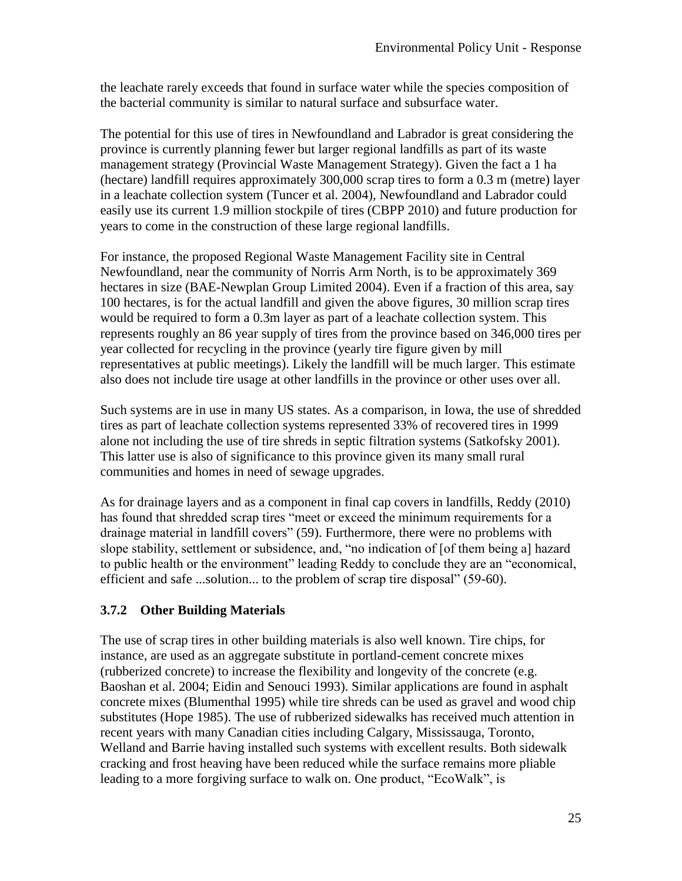the leachate rarely exceeds that found in surface water while the species composition of the bacterial community is similar to natural surface and subsurface water.

The potential for this use of tires in Newfoundland and Labrador is great considering the province is currently planning fewer but larger regional landfills as part of its waste management strategy (Provincial Waste Management Strategy). Given the fact a 1 ha (hectare) landfill requires approximately 300,000 scrap tires to form a 0.3 m (metre) layer in a leachate collection system (Tuncer et al. 2004), Newfoundland and Labrador could easily use its current 1.9 million stockpile of tires (CBPP 2010) and future production for years to come in the construction of these large regional landfills.

For instance, the proposed Regional Waste Management Facility site in Central Newfoundland, near the community of Norris Arm North, is to be approximately 369 hectares in size (BAE-Newplan Group Limited 2004). Even if a fraction of this area, say 100 hectares, is for the actual landfill and given the above figures, 30 million scrap tires would be required to form a 0.3m layer as part of a leachate collection system. This represents roughly an 86 year supply of tires from the province based on 346,000 tires per year collected for recycling in the province (yearly tire figure given by mill representatives at public meetings). Likely the landfill will be much larger. This estimate also does not include tire usage at other landfills in the province or other uses over all.

Such systems are in use in many US states. As a comparison, in Iowa, the use of shredded tires as part of leachate collection systems represented 33% of recovered tires in 1999 alone not including the use of tire shreds in septic filtration systems (Satkofsky 2001). This latter use is also of significance to this province given its many small rural communities and homes in need of sewage upgrades.

As for drainage layers and as a component in final cap covers in landfills, Reddy (2010) has found that shredded scrap tires "meet or exceed the minimum requirements for a drainage material in landfill covers" (59). Furthermore, there were no problems with slope stability, settlement or subsidence, and, "no indication of [of them being a] hazard to public health or the environment" leading Reddy to conclude they are an "economical, efficient and safe ...solution... to the problem of scrap tire disposal" (59-60).

### 3.7.2 Other Building Materials

The use of scrap tires in other building materials is also well known. Tire chips, for instance, are used as an aggregate substitute in portland-cement concrete mixes (rubberized concrete) to increase the flexibility and longevity of the concrete (e.g. Baoshan et al. 2004; Eidin and Senouci 1993). Similar applications are found in asphalt concrete mixes (Blumenthal 1995) while tire shreds can be used as gravel and wood chip substitutes (Hope 1985). The use of rubberized sidewalks has received much attention in recent years with many Canadian cities including Calgary, Mississauga, Toronto, Welland and Barrie having installed such systems with excellent results. Both sidewalk cracking and frost heaving have been reduced while the surface remains more pliable leading to a more forgiving surface to walk on. One product, "EcoWalk", is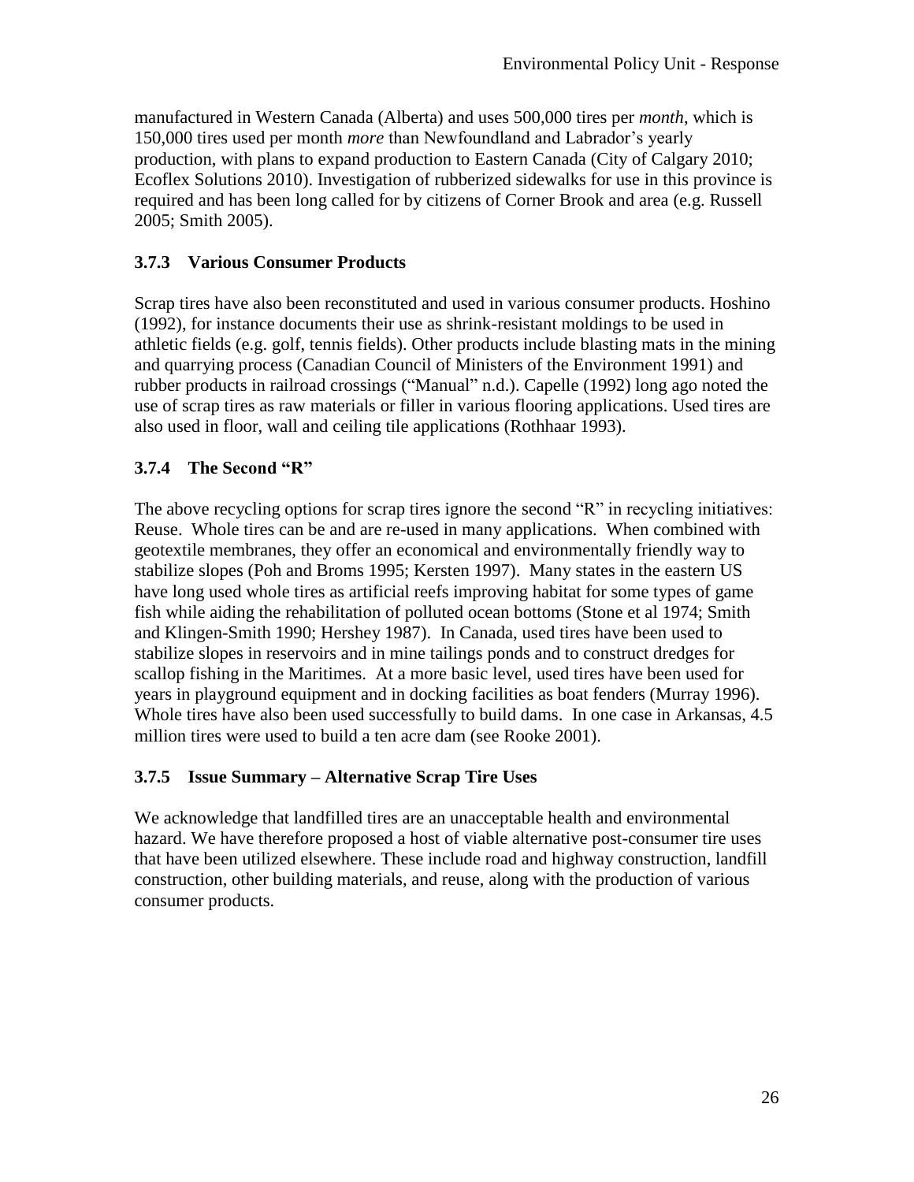manufactured in Western Canada (Alberta) and uses 500,000 tires per *month*, which is 150,000 tires used per month *more* than Newfoundland and Labrador's yearly production, with plans to expand production to Eastern Canada (City of Calgary 2010; Ecoflex Solutions 2010). Investigation of rubberized sidewalks for use in this province is required and has been long called for by citizens of Corner Brook and area (e.g. Russell 2005; Smith 2005).

### 3.7.3 Various Consumer Products

Scrap tires have also been reconstituted and used in various consumer products. Hoshino (1992), for instance documents their use as shrink-resistant moldings to be used in athletic fields (e.g. golf, tennis fields). Other products include blasting mats in the mining and quarrying process (Canadian Council of Ministers of the Environment 1991) and rubber products in railroad crossings ("Manual" n.d.). Capelle (1992) long ago noted the use of scrap tires as raw materials or filler in various flooring applications. Used tires are also used in floor, wall and ceiling tile applications (Rothhaar 1993).

### 3.7.4 The Second "R"

The above recycling options for scrap tires ignore the second "R" in recycling initiatives: Reuse. Whole tires can be and are re-used in many applications. When combined with geotextile membranes, they offer an economical and environmentally friendly way to stabilize slopes (Poh and Broms 1995; Kersten 1997). Many states in the eastern US have long used whole tires as artificial reefs improving habitat for some types of game fish while aiding the rehabilitation of polluted ocean bottoms (Stone et al 1974; Smith and Klingen-Smith 1990; Hershey 1987). In Canada, used tires have been used to stabilize slopes in reservoirs and in mine tailings ponds and to construct dredges for scallop fishing in the Maritimes. At a more basic level, used tires have been used for years in playground equipment and in docking facilities as boat fenders (Murray 1996). Whole tires have also been used successfully to build dams. In one case in Arkansas, 4.5 million tires were used to build a ten acre dam (see Rooke 2001).

### 3.7.5 Issue Summary – Alternative Scrap Tire Uses

We acknowledge that landfilled tires are an unacceptable health and environmental hazard. We have therefore proposed a host of viable alternative post-consumer tire uses that have been utilized elsewhere. These include road and highway construction, landfill construction, other building materials, and reuse, along with the production of various consumer products.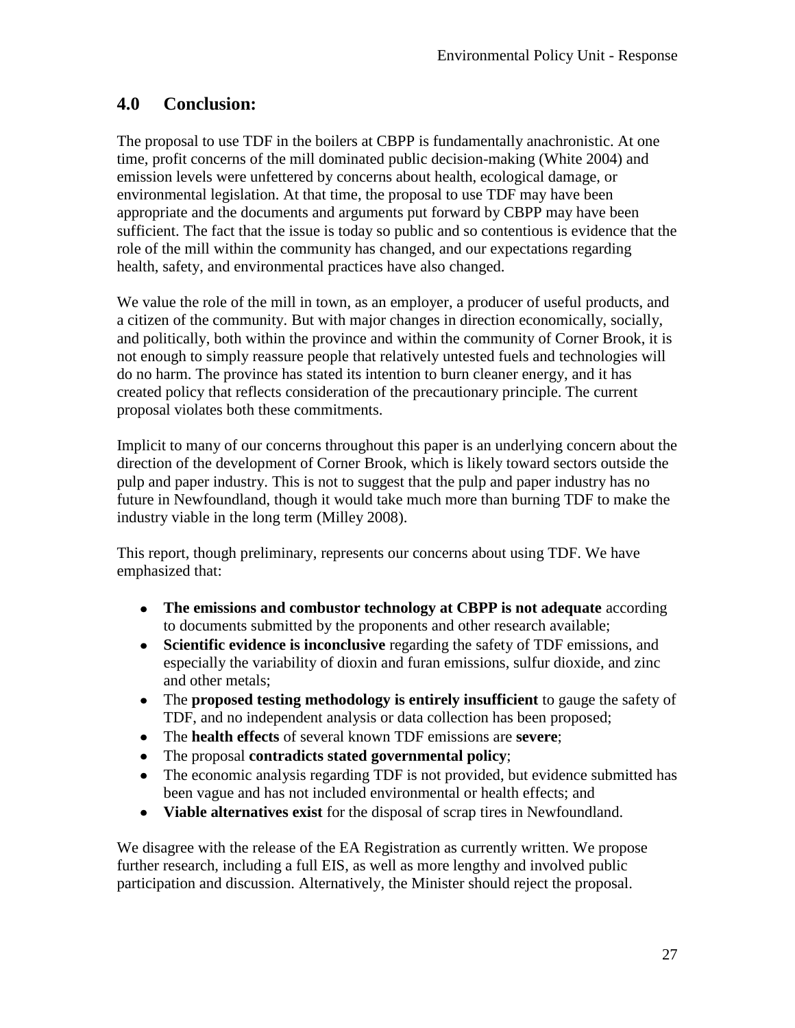## 4.0 Conclusion:

The proposal to use TDF in the boilers at CBPP is fundamentally anachronistic. At one time, profit concerns of the mill dominated public decision-making (White 2004) and emission levels were unfettered by concerns about health, ecological damage, or environmental legislation. At that time, the proposal to use TDF may have been appropriate and the documents and arguments put forward by CBPP may have been sufficient. The fact that the issue is today so public and so contentious is evidence that the role of the mill within the community has changed, and our expectations regarding health, safety, and environmental practices have also changed.

We value the role of the mill in town, as an employer, a producer of useful products, and a citizen of the community. But with major changes in direction economically, socially, and politically, both within the province and within the community of Corner Brook, it is not enough to simply reassure people that relatively untested fuels and technologies will do no harm. The province has stated its intention to burn cleaner energy, and it has created policy that reflects consideration of the precautionary principle. The current proposal violates both these commitments.

Implicit to many of our concerns throughout this paper is an underlying concern about the direction of the development of Corner Brook, which is likely toward sectors outside the pulp and paper industry. This is not to suggest that the pulp and paper industry has no future in Newfoundland, though it would take much more than burning TDF to make the industry viable in the long term (Milley 2008).

This report, though preliminary, represents our concerns about using TDF. We have emphasized that:

- **The emissions and combustor technology at CBPP is not adequate** according to documents submitted by the proponents and other research available;
- **Scientific evidence is inconclusive** regarding the safety of TDF emissions, and especially the variability of dioxin and furan emissions, sulfur dioxide, and zinc and other metals;
- The **proposed testing methodology is entirely insufficient** to gauge the safety of TDF, and no independent analysis or data collection has been proposed;
- The **health effects** of several known TDF emissions are **severe**;
- The proposal **contradicts stated governmental policy**;
- The economic analysis regarding TDF is not provided, but evidence submitted has been vague and has not included environmental or health effects; and
- **Viable alternatives exist** for the disposal of scrap tires in Newfoundland.

We disagree with the release of the EA Registration as currently written. We propose further research, including a full EIS, as well as more lengthy and involved public participation and discussion. Alternatively, the Minister should reject the proposal.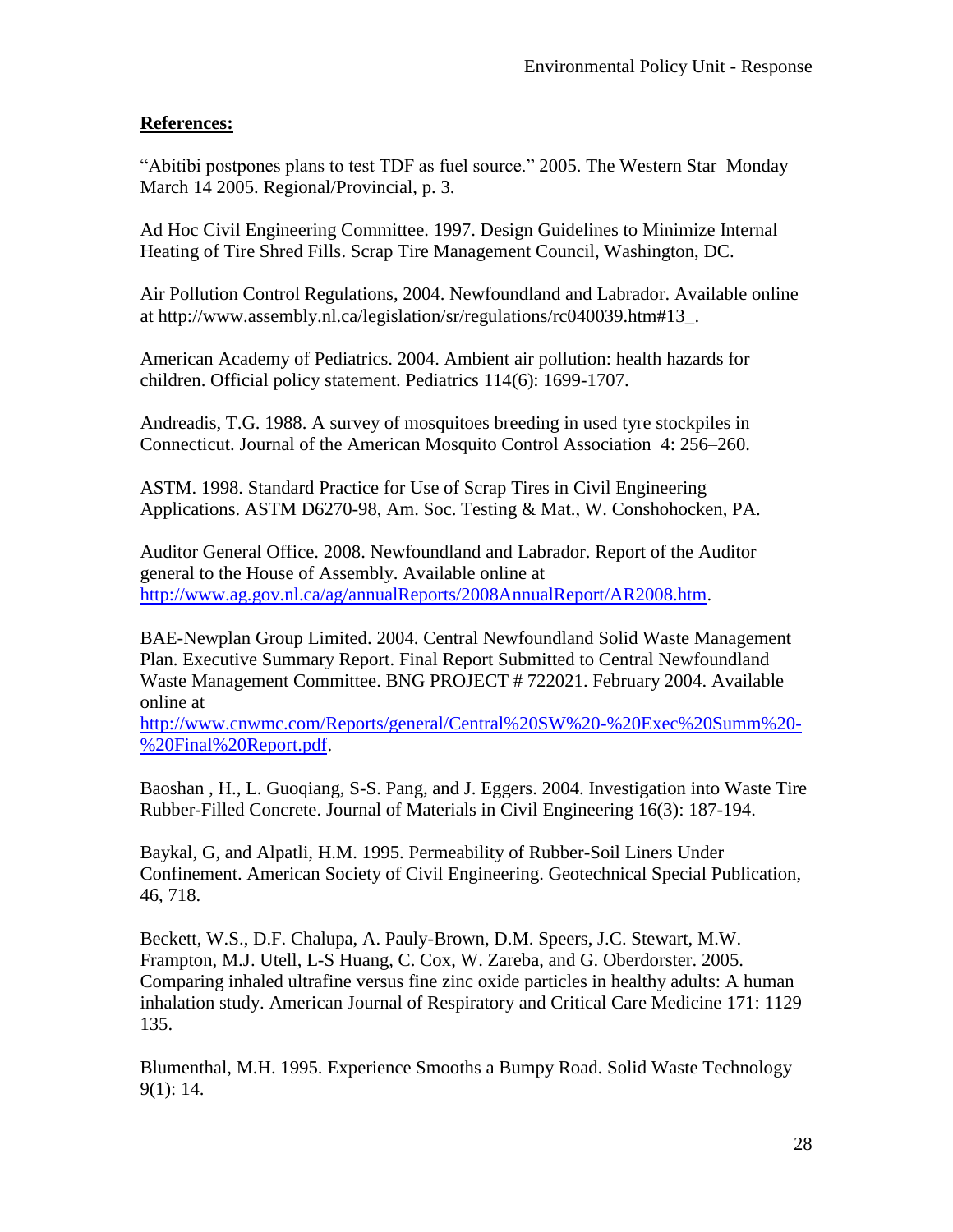**References:**

"Abitibi postpones plans to test TDF as fuel source." 2005. The Western Star Monday March 14 2005. Regional/Provincial, p. 3.

Ad Hoc Civil Engineering Committee. 1997. Design Guidelines to Minimize Internal Heating of Tire Shred Fills. Scrap Tire Management Council, Washington, DC.

Air Pollution Control Regulations, 2004. Newfoundland and Labrador. Available online at http://www.assembly.nl.ca/legislation/sr/regulations/rc040039.htm#13_.

American Academy of Pediatrics. 2004. Ambient air pollution: health hazards for children. Official policy statement. Pediatrics 114(6): 1699-1707.

Andreadis, T.G. 1988. A survey of mosquitoes breeding in used tyre stockpiles in Connecticut. Journal of the American Mosquito Control Association 4: 256–260.

ASTM. 1998. Standard Practice for Use of Scrap Tires in Civil Engineering Applications. ASTM D6270-98, Am. Soc. Testing & Mat., W. Conshohocken, PA.

Auditor General Office. 2008. Newfoundland and Labrador. Report of the Auditor general to the House of Assembly. Available online at http://www.ag.gov.nl.ca/ag/annualReports/2008AnnualReport/AR2008.htm.

BAE-Newplan Group Limited. 2004. Central Newfoundland Solid Waste Management Plan. Executive Summary Report. Final Report Submitted to Central Newfoundland Waste Management Committee. BNG PROJECT # 722021. February 2004. Available online at http://www.cnwmc.com/Reports/general/Central%20SW%20-%20Exec%20Summ%20-%20Final%20Report.pdf.

Baoshan , H., L. Guoqiang, S-S. Pang, and J. Eggers. 2004. Investigation into Waste Tire Rubber-Filled Concrete. Journal of Materials in Civil Engineering 16(3): 187-194.

Baykal, G, and Alpatli, H.M. 1995. Permeability of Rubber-Soil Liners Under Confinement. American Society of Civil Engineering. Geotechnical Special Publication, 46, 718.

Beckett, W.S., D.F. Chalupa, A. Pauly-Brown, D.M. Speers, J.C. Stewart, M.W. Frampton, M.J. Utell, L-S Huang, C. Cox, W. Zareba, and G. Oberdorster. 2005. Comparing inhaled ultrafine versus fine zinc oxide particles in healthy adults: A human inhalation study. American Journal of Respiratory and Critical Care Medicine 171: 1129–135.

Blumenthal, M.H. 1995. Experience Smooths a Bumpy Road. Solid Waste Technology 9(1): 14.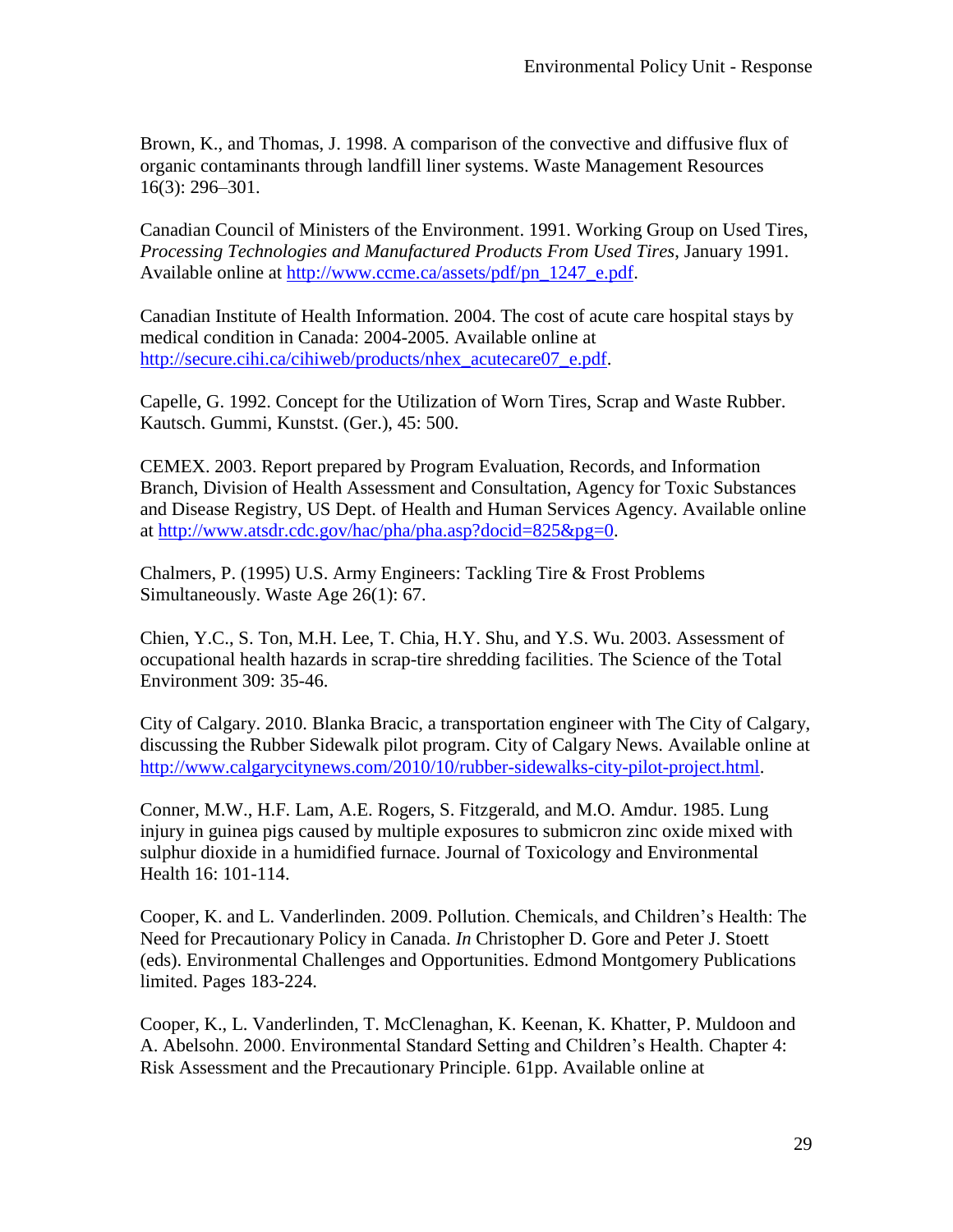Brown, K., and Thomas, J. 1998. A comparison of the convective and diffusive flux of organic contaminants through landfill liner systems. Waste Management Resources 16(3): 296–301.

Canadian Council of Ministers of the Environment. 1991. Working Group on Used Tires, *Processing Technologies and Manufactured Products From Used Tires*, January 1991. Available online at http://www.ccme.ca/assets/pdf/pn_1247_e.pdf.

Canadian Institute of Health Information. 2004. The cost of acute care hospital stays by medical condition in Canada: 2004-2005. Available online at http://secure.cihi.ca/cihiweb/products/nhex_acutecare07_e.pdf.

Capelle, G. 1992. Concept for the Utilization of Worn Tires, Scrap and Waste Rubber. Kautsch. Gummi, Kunstst. (Ger.), 45: 500.

CEMEX. 2003. Report prepared by Program Evaluation, Records, and Information Branch, Division of Health Assessment and Consultation, Agency for Toxic Substances and Disease Registry, US Dept. of Health and Human Services Agency. Available online at http://www.atsdr.cdc.gov/hac/pha/pha.asp?docid=825&pg=0.

Chalmers, P. (1995) U.S. Army Engineers: Tackling Tire & Frost Problems Simultaneously. Waste Age 26(1): 67.

Chien, Y.C., S. Ton, M.H. Lee, T. Chia, H.Y. Shu, and Y.S. Wu. 2003. Assessment of occupational health hazards in scrap-tire shredding facilities. The Science of the Total Environment 309: 35-46.

City of Calgary. 2010. Blanka Bracic, a transportation engineer with The City of Calgary, discussing the Rubber Sidewalk pilot program. City of Calgary News. Available online at http://www.calgarycitynews.com/2010/10/rubber-sidewalks-city-pilot-project.html.

Conner, M.W., H.F. Lam, A.E. Rogers, S. Fitzgerald, and M.O. Amdur. 1985. Lung injury in guinea pigs caused by multiple exposures to submicron zinc oxide mixed with sulphur dioxide in a humidified furnace. Journal of Toxicology and Environmental Health 16: 101-114.

Cooper, K. and L. Vanderlinden. 2009. Pollution. Chemicals, and Children's Health: The Need for Precautionary Policy in Canada. *In* Christopher D. Gore and Peter J. Stoett (eds). Environmental Challenges and Opportunities. Edmond Montgomery Publications limited. Pages 183-224.

Cooper, K., L. Vanderlinden, T. McClenaghan, K. Keenan, K. Khatter, P. Muldoon and A. Abelsohn. 2000. Environmental Standard Setting and Children's Health. Chapter 4: Risk Assessment and the Precautionary Principle. 61pp. Available online at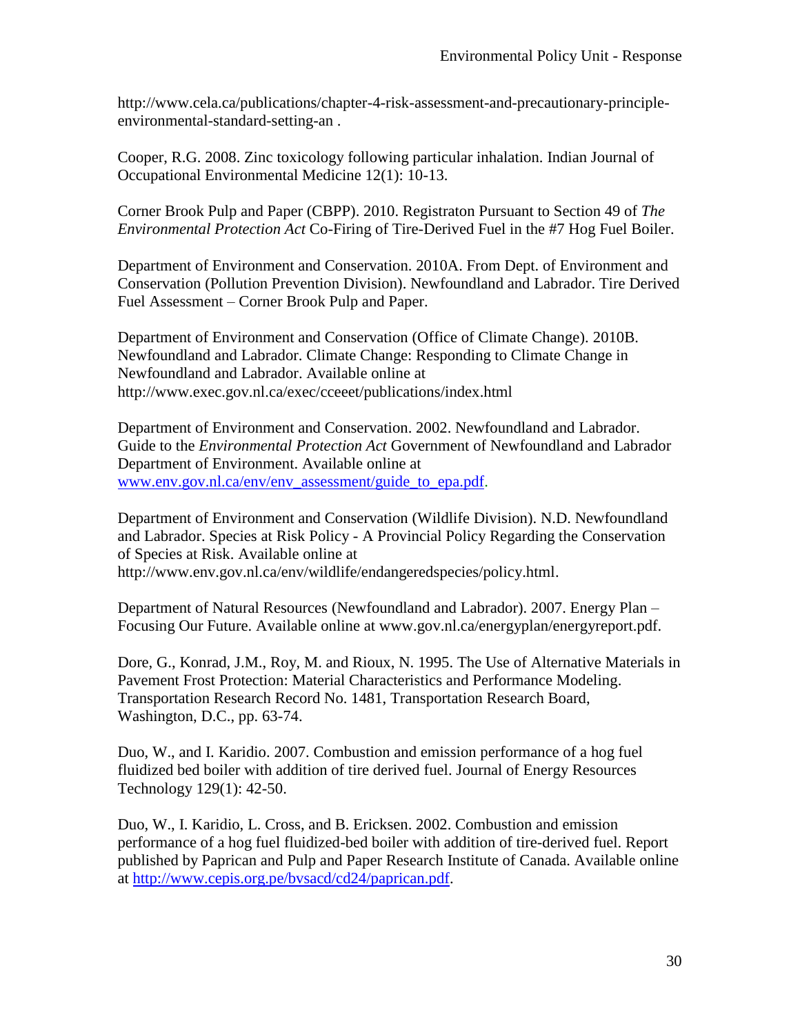http://www.cela.ca/publications/chapter-4-risk-assessment-and-precautionary-principle-environmental-standard-setting-an .

Cooper, R.G. 2008. Zinc toxicology following particular inhalation. Indian Journal of Occupational Environmental Medicine 12(1): 10-13.

Corner Brook Pulp and Paper (CBPP). 2010. Registraton Pursuant to Section 49 of *The Environmental Protection Act* Co-Firing of Tire-Derived Fuel in the #7 Hog Fuel Boiler.

Department of Environment and Conservation. 2010A. From Dept. of Environment and Conservation (Pollution Prevention Division). Newfoundland and Labrador. Tire Derived Fuel Assessment – Corner Brook Pulp and Paper.

Department of Environment and Conservation (Office of Climate Change). 2010B. Newfoundland and Labrador. Climate Change: Responding to Climate Change in Newfoundland and Labrador. Available online at http://www.exec.gov.nl.ca/exec/cceeet/publications/index.html

Department of Environment and Conservation. 2002. Newfoundland and Labrador. Guide to the *Environmental Protection Act* Government of Newfoundland and Labrador Department of Environment. Available online at www.env.gov.nl.ca/env/env_assessment/guide_to_epa.pdf.

Department of Environment and Conservation (Wildlife Division). N.D. Newfoundland and Labrador. Species at Risk Policy - A Provincial Policy Regarding the Conservation of Species at Risk. Available online at http://www.env.gov.nl.ca/env/wildlife/endangeredspecies/policy.html.

Department of Natural Resources (Newfoundland and Labrador). 2007. Energy Plan – Focusing Our Future. Available online at www.gov.nl.ca/energyplan/energyreport.pdf.

Dore, G., Konrad, J.M., Roy, M. and Rioux, N. 1995. The Use of Alternative Materials in Pavement Frost Protection: Material Characteristics and Performance Modeling. Transportation Research Record No. 1481, Transportation Research Board, Washington, D.C., pp. 63-74.

Duo, W., and I. Karidio. 2007. Combustion and emission performance of a hog fuel fluidized bed boiler with addition of tire derived fuel. Journal of Energy Resources Technology 129(1): 42-50.

Duo, W., I. Karidio, L. Cross, and B. Ericksen. 2002. Combustion and emission performance of a hog fuel fluidized-bed boiler with addition of tire-derived fuel. Report published by Paprican and Pulp and Paper Research Institute of Canada. Available online at http://www.cepis.org.pe/bvsacd/cd24/paprican.pdf.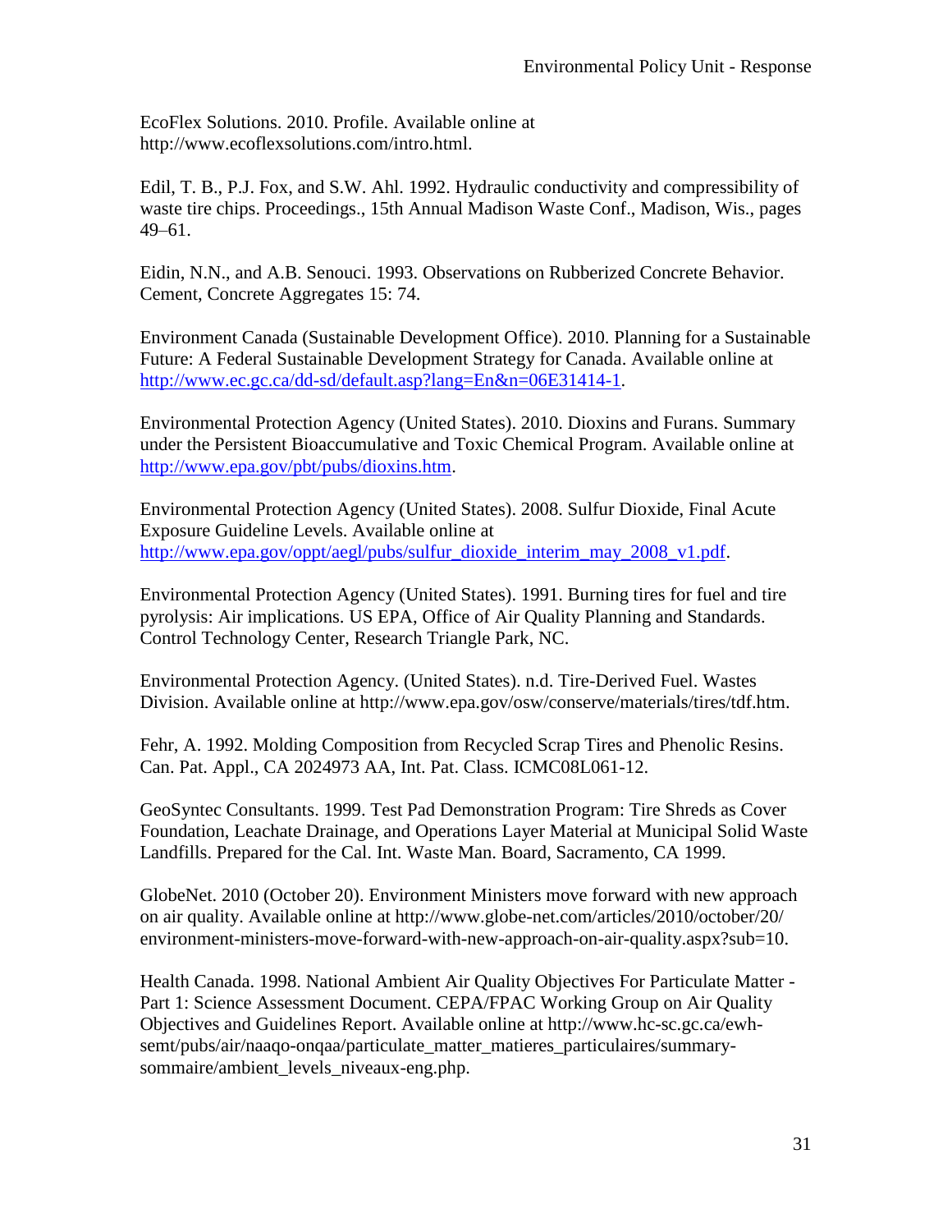EcoFlex Solutions. 2010. Profile. Available online at http://www.ecoflexsolutions.com/intro.html.

Edil, T. B., P.J. Fox, and S.W. Ahl. 1992. Hydraulic conductivity and compressibility of waste tire chips. Proceedings., 15th Annual Madison Waste Conf., Madison, Wis., pages 49–61.

Eidin, N.N., and A.B. Senouci. 1993. Observations on Rubberized Concrete Behavior. Cement, Concrete Aggregates 15: 74.

Environment Canada (Sustainable Development Office). 2010. Planning for a Sustainable Future: A Federal Sustainable Development Strategy for Canada. Available online at http://www.ec.gc.ca/dd-sd/default.asp?lang=En&n=06E31414-1.

Environmental Protection Agency (United States). 2010. Dioxins and Furans. Summary under the Persistent Bioaccumulative and Toxic Chemical Program. Available online at http://www.epa.gov/pbt/pubs/dioxins.htm.

Environmental Protection Agency (United States). 2008. Sulfur Dioxide, Final Acute Exposure Guideline Levels. Available online at http://www.epa.gov/oppt/aegl/pubs/sulfur_dioxide_interim_may_2008_v1.pdf.

Environmental Protection Agency (United States). 1991. Burning tires for fuel and tire pyrolysis: Air implications. US EPA, Office of Air Quality Planning and Standards. Control Technology Center, Research Triangle Park, NC.

Environmental Protection Agency. (United States). n.d. Tire-Derived Fuel. Wastes Division. Available online at http://www.epa.gov/osw/conserve/materials/tires/tdf.htm.

Fehr, A. 1992. Molding Composition from Recycled Scrap Tires and Phenolic Resins. Can. Pat. Appl., CA 2024973 AA, Int. Pat. Class. ICMC08L061-12.

GeoSyntec Consultants. 1999. Test Pad Demonstration Program: Tire Shreds as Cover Foundation, Leachate Drainage, and Operations Layer Material at Municipal Solid Waste Landfills. Prepared for the Cal. Int. Waste Man. Board, Sacramento, CA 1999.

GlobeNet. 2010 (October 20). Environment Ministers move forward with new approach on air quality. Available online at http://www.globe-net.com/articles/2010/october/20/environment-ministers-move-forward-with-new-approach-on-air-quality.aspx?sub=10.

Health Canada. 1998. National Ambient Air Quality Objectives For Particulate Matter - Part 1: Science Assessment Document. CEPA/FPAC Working Group on Air Quality Objectives and Guidelines Report. Available online at http://www.hc-sc.gc.ca/ewh-semt/pubs/air/naaqo-onqaa/particulate_matter_matieres_particulaires/summary-sommaire/ambient_levels_niveaux-eng.php.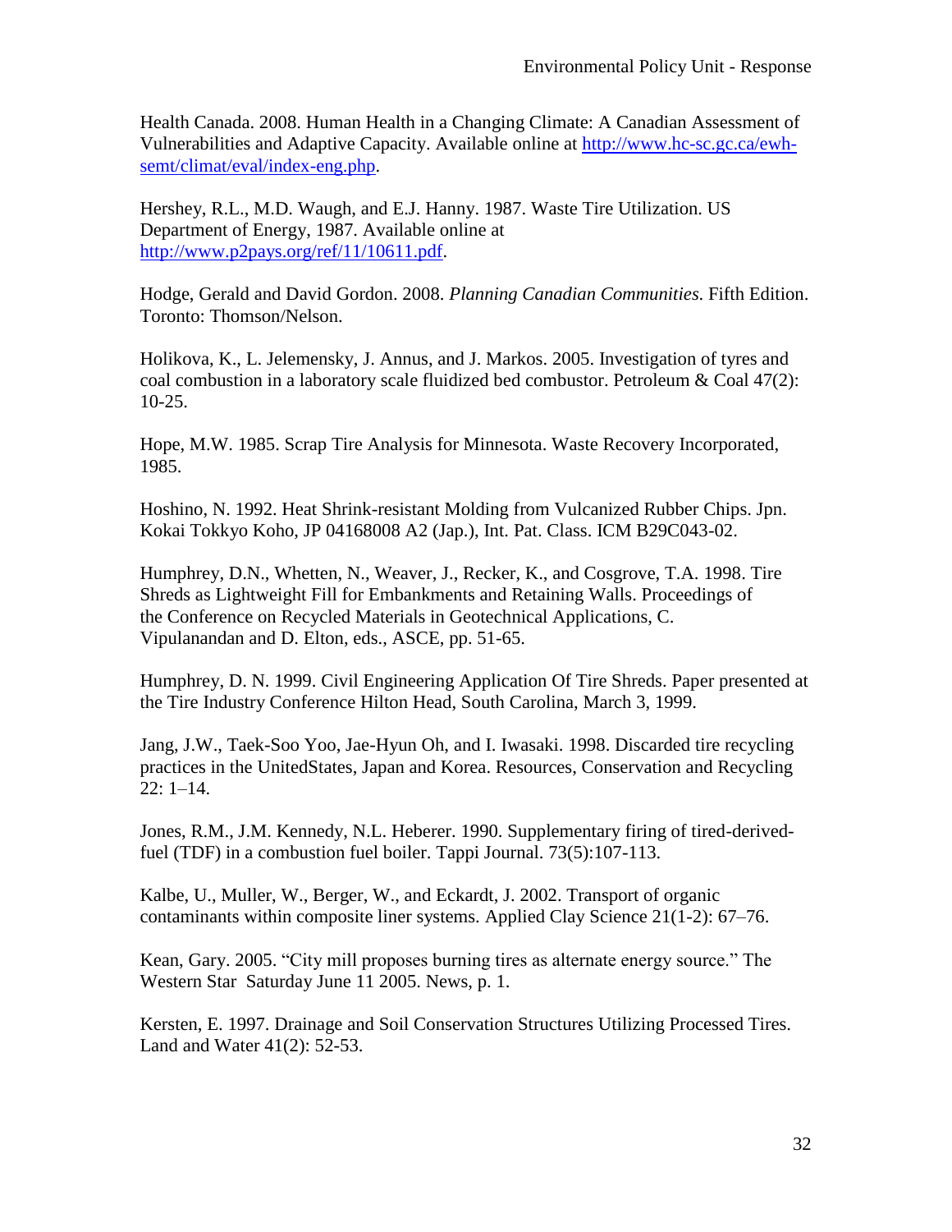Health Canada. 2008. Human Health in a Changing Climate: A Canadian Assessment of Vulnerabilities and Adaptive Capacity. Available online at [http://www.hc-sc.gc.ca/ewh-semt/climat/eval/index-eng.php](http://www.hc-sc.gc.ca/ewh-semt/climat/eval/index-eng.php).

Hershey, R.L., M.D. Waugh, and E.J. Hanny. 1987. Waste Tire Utilization. US Department of Energy, 1987. Available online at [http://www.p2pays.org/ref/11/10611.pdf](http://www.p2pays.org/ref/11/10611.pdf).

Hodge, Gerald and David Gordon. 2008. *Planning Canadian Communities.* Fifth Edition. Toronto: Thomson/Nelson.

Holikova, K., L. Jelemensky, J. Annus, and J. Markos. 2005. Investigation of tyres and coal combustion in a laboratory scale fluidized bed combustor. Petroleum & Coal 47(2): 10-25.

Hope, M.W. 1985. Scrap Tire Analysis for Minnesota. Waste Recovery Incorporated, 1985.

Hoshino, N. 1992. Heat Shrink-resistant Molding from Vulcanized Rubber Chips. Jpn. Kokai Tokkyo Koho, JP 04168008 A2 (Jap.), Int. Pat. Class. ICM B29C043-02.

Humphrey, D.N., Whetten, N., Weaver, J., Recker, K., and Cosgrove, T.A. 1998. Tire Shreds as Lightweight Fill for Embankments and Retaining Walls. Proceedings of the Conference on Recycled Materials in Geotechnical Applications, C. Vipulanandan and D. Elton, eds., ASCE, pp. 51-65.

Humphrey, D. N. 1999. Civil Engineering Application Of Tire Shreds. Paper presented at the Tire Industry Conference Hilton Head, South Carolina, March 3, 1999.

Jang, J.W., Taek-Soo Yoo, Jae-Hyun Oh, and I. Iwasaki. 1998. Discarded tire recycling practices in the UnitedStates, Japan and Korea. Resources, Conservation and Recycling 22: 1–14.

Jones, R.M., J.M. Kennedy, N.L. Heberer. 1990. Supplementary firing of tired-derived-fuel (TDF) in a combustion fuel boiler. Tappi Journal. 73(5):107-113.

Kalbe, U., Muller, W., Berger, W., and Eckardt, J. 2002. Transport of organic contaminants within composite liner systems. Applied Clay Science 21(1-2): 67–76.

Kean, Gary. 2005. "City mill proposes burning tires as alternate energy source." The Western Star Saturday June 11 2005. News, p. 1.

Kersten, E. 1997. Drainage and Soil Conservation Structures Utilizing Processed Tires. Land and Water 41(2): 52-53.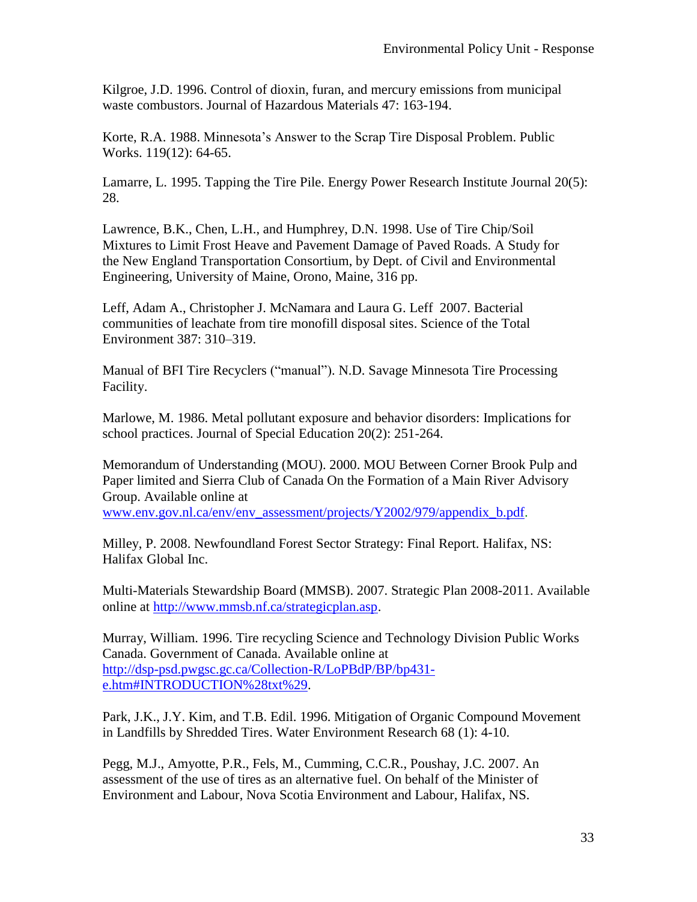Kilgroe, J.D. 1996. Control of dioxin, furan, and mercury emissions from municipal waste combustors. Journal of Hazardous Materials 47: 163-194.

Korte, R.A. 1988. Minnesota's Answer to the Scrap Tire Disposal Problem. Public Works. 119(12): 64-65.

Lamarre, L. 1995. Tapping the Tire Pile. Energy Power Research Institute Journal 20(5): 28.

Lawrence, B.K., Chen, L.H., and Humphrey, D.N. 1998. Use of Tire Chip/Soil Mixtures to Limit Frost Heave and Pavement Damage of Paved Roads. A Study for the New England Transportation Consortium, by Dept. of Civil and Environmental Engineering, University of Maine, Orono, Maine, 316 pp.

Leff, Adam A., Christopher J. McNamara and Laura G. Leff 2007. Bacterial communities of leachate from tire monofill disposal sites. Science of the Total Environment 387: 310–319.

Manual of BFI Tire Recyclers ("manual"). N.D. Savage Minnesota Tire Processing Facility.

Marlowe, M. 1986. Metal pollutant exposure and behavior disorders: Implications for school practices. Journal of Special Education 20(2): 251-264.

Memorandum of Understanding (MOU). 2000. MOU Between Corner Brook Pulp and Paper limited and Sierra Club of Canada On the Formation of a Main River Advisory Group. Available online at www.env.gov.nl.ca/env/env_assessment/projects/Y2002/979/appendix_b.pdf.

Milley, P. 2008. Newfoundland Forest Sector Strategy: Final Report. Halifax, NS: Halifax Global Inc.

Multi-Materials Stewardship Board (MMSB). 2007. Strategic Plan 2008-2011. Available online at http://www.mmsb.nf.ca/strategicplan.asp.

Murray, William. 1996. Tire recycling Science and Technology Division Public Works Canada. Government of Canada. Available online at http://dsp-psd.pwgsc.gc.ca/Collection-R/LoPBdP/BP/bp431-e.htm#INTRODUCTION%28txt%29.

Park, J.K., J.Y. Kim, and T.B. Edil. 1996. Mitigation of Organic Compound Movement in Landfills by Shredded Tires. Water Environment Research 68 (1): 4-10.

Pegg, M.J., Amyotte, P.R., Fels, M., Cumming, C.C.R., Poushay, J.C. 2007. An assessment of the use of tires as an alternative fuel. On behalf of the Minister of Environment and Labour, Nova Scotia Environment and Labour, Halifax, NS.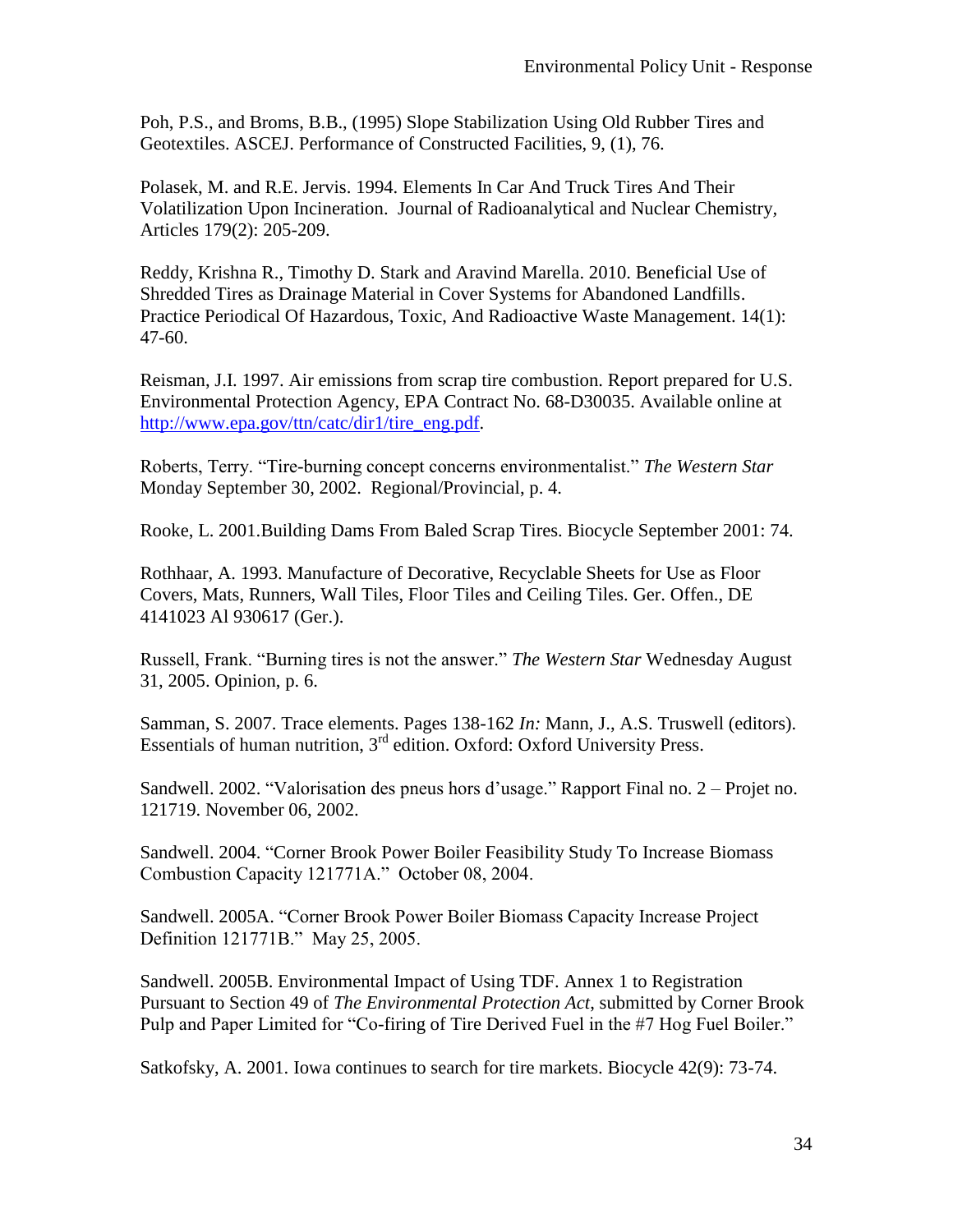Poh, P.S., and Broms, B.B., (1995) Slope Stabilization Using Old Rubber Tires and Geotextiles. ASCEJ. Performance of Constructed Facilities, 9, (1), 76.

Polasek, M. and R.E. Jervis. 1994. Elements In Car And Truck Tires And Their Volatilization Upon Incineration. Journal of Radioanalytical and Nuclear Chemistry, Articles 179(2): 205-209.

Reddy, Krishna R., Timothy D. Stark and Aravind Marella. 2010. Beneficial Use of Shredded Tires as Drainage Material in Cover Systems for Abandoned Landfills. Practice Periodical Of Hazardous, Toxic, And Radioactive Waste Management. 14(1): 47-60.

Reisman, J.I. 1997. Air emissions from scrap tire combustion. Report prepared for U.S. Environmental Protection Agency, EPA Contract No. 68-D30035. Available online at http://www.epa.gov/ttn/catc/dir1/tire_eng.pdf.

Roberts, Terry. "Tire-burning concept concerns environmentalist." *The Western Star* Monday September 30, 2002. Regional/Provincial, p. 4.

Rooke, L. 2001.Building Dams From Baled Scrap Tires. Biocycle September 2001: 74.

Rothhaar, A. 1993. Manufacture of Decorative, Recyclable Sheets for Use as Floor Covers, Mats, Runners, Wall Tiles, Floor Tiles and Ceiling Tiles. Ger. Offen., DE 4141023 Al 930617 (Ger.).

Russell, Frank. "Burning tires is not the answer." *The Western Star* Wednesday August 31, 2005. Opinion, p. 6.

Samman, S. 2007. Trace elements. Pages 138-162 *In:* Mann, J., A.S. Truswell (editors). Essentials of human nutrition, 3rd edition. Oxford: Oxford University Press.

Sandwell. 2002. "Valorisation des pneus hors d'usage." Rapport Final no. 2 – Projet no. 121719. November 06, 2002.

Sandwell. 2004. "Corner Brook Power Boiler Feasibility Study To Increase Biomass Combustion Capacity 121771A." October 08, 2004.

Sandwell. 2005A. "Corner Brook Power Boiler Biomass Capacity Increase Project Definition 121771B." May 25, 2005.

Sandwell. 2005B. Environmental Impact of Using TDF. Annex 1 to Registration Pursuant to Section 49 of *The Environmental Protection Act*, submitted by Corner Brook Pulp and Paper Limited for "Co-firing of Tire Derived Fuel in the #7 Hog Fuel Boiler."

Satkofsky, A. 2001. Iowa continues to search for tire markets. Biocycle 42(9): 73-74.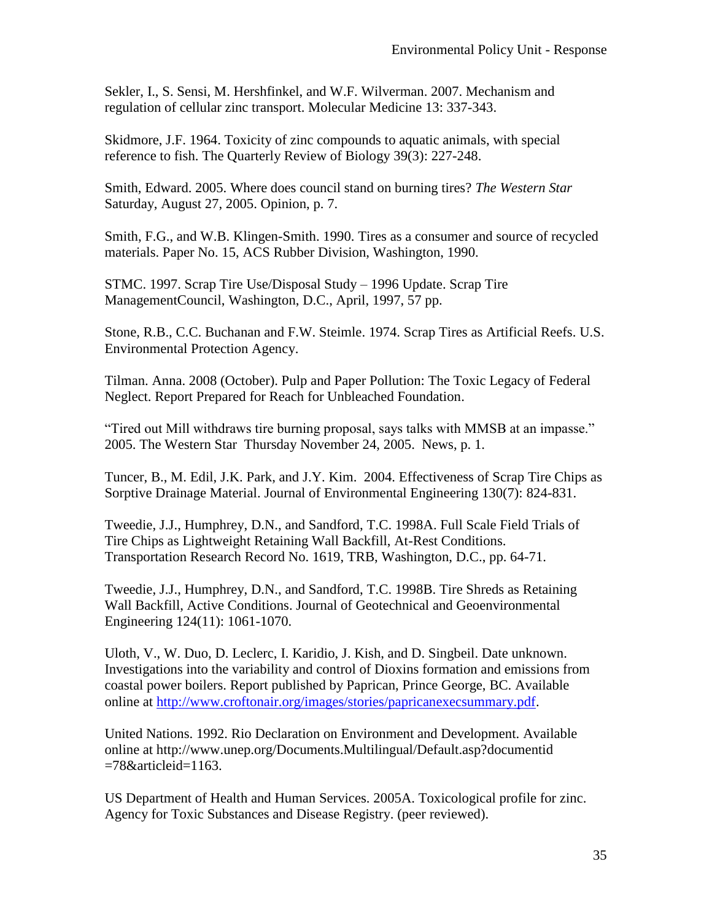Sekler, I., S. Sensi, M. Hershfinkel, and W.F. Wilverman. 2007. Mechanism and regulation of cellular zinc transport. Molecular Medicine 13: 337-343.

Skidmore, J.F. 1964. Toxicity of zinc compounds to aquatic animals, with special reference to fish. The Quarterly Review of Biology 39(3): 227-248.

Smith, Edward. 2005. Where does council stand on burning tires? *The Western Star* Saturday, August 27, 2005. Opinion, p. 7.

Smith, F.G., and W.B. Klingen-Smith. 1990. Tires as a consumer and source of recycled materials. Paper No. 15, ACS Rubber Division, Washington, 1990.

STMC. 1997. Scrap Tire Use/Disposal Study – 1996 Update. Scrap Tire ManagementCouncil, Washington, D.C., April, 1997, 57 pp.

Stone, R.B., C.C. Buchanan and F.W. Steimle. 1974. Scrap Tires as Artificial Reefs. U.S. Environmental Protection Agency.

Tilman. Anna. 2008 (October). Pulp and Paper Pollution: The Toxic Legacy of Federal Neglect. Report Prepared for Reach for Unbleached Foundation.

"Tired out Mill withdraws tire burning proposal, says talks with MMSB at an impasse." 2005. The Western Star Thursday November 24, 2005. News, p. 1.

Tuncer, B., M. Edil, J.K. Park, and J.Y. Kim. 2004. Effectiveness of Scrap Tire Chips as Sorptive Drainage Material. Journal of Environmental Engineering 130(7): 824-831.

Tweedie, J.J., Humphrey, D.N., and Sandford, T.C. 1998A. Full Scale Field Trials of Tire Chips as Lightweight Retaining Wall Backfill, At-Rest Conditions. Transportation Research Record No. 1619, TRB, Washington, D.C., pp. 64-71.

Tweedie, J.J., Humphrey, D.N., and Sandford, T.C. 1998B. Tire Shreds as Retaining Wall Backfill, Active Conditions. Journal of Geotechnical and Geoenvironmental Engineering 124(11): 1061-1070.

Uloth, V., W. Duo, D. Leclerc, I. Karidio, J. Kish, and D. Singbeil. Date unknown. Investigations into the variability and control of Dioxins formation and emissions from coastal power boilers. Report published by Paprican, Prince George, BC. Available online at http://www.croftonair.org/images/stories/paprincanexecsummary.pdf.

United Nations. 1992. Rio Declaration on Environment and Development. Available online at http://www.unep.org/Documents.Multilingual/Default.asp?documentid =78&articleid=1163.

US Department of Health and Human Services. 2005A. Toxicological profile for zinc. Agency for Toxic Substances and Disease Registry. (peer reviewed).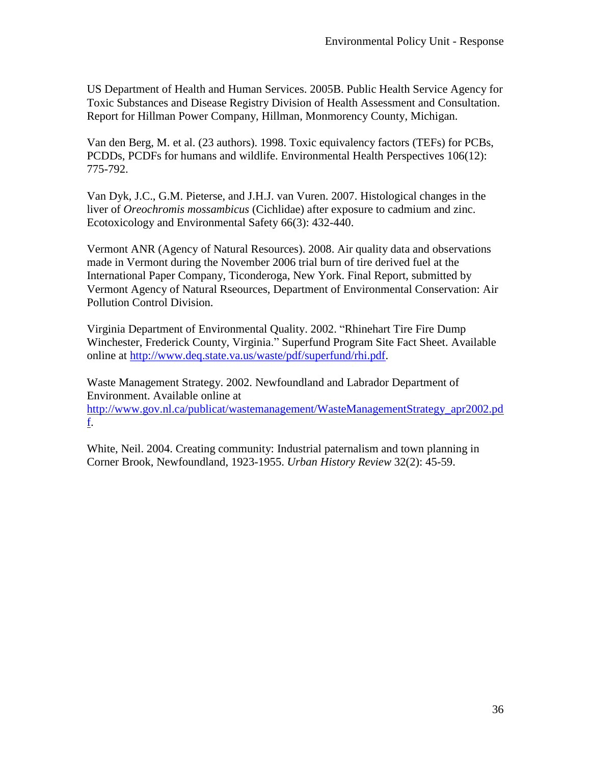US Department of Health and Human Services. 2005B. Public Health Service Agency for Toxic Substances and Disease Registry Division of Health Assessment and Consultation. Report for Hillman Power Company, Hillman, Monmorency County, Michigan.

Van den Berg, M. et al. (23 authors). 1998. Toxic equivalency factors (TEFs) for PCBs, PCDDs, PCDFs for humans and wildlife. Environmental Health Perspectives 106(12): 775-792.

Van Dyk, J.C., G.M. Pieterse, and J.H.J. van Vuren. 2007. Histological changes in the liver of *Oreochromis mossambicus* (Cichlidae) after exposure to cadmium and zinc. Ecotoxicology and Environmental Safety 66(3): 432-440.

Vermont ANR (Agency of Natural Resources). 2008. Air quality data and observations made in Vermont during the November 2006 trial burn of tire derived fuel at the International Paper Company, Ticonderoga, New York. Final Report, submitted by Vermont Agency of Natural Rseources, Department of Environmental Conservation: Air Pollution Control Division.

Virginia Department of Environmental Quality. 2002. "Rhinehart Tire Fire Dump Winchester, Frederick County, Virginia." Superfund Program Site Fact Sheet. Available online at http://www.deq.state.va.us/waste/pdf/superfund/rhi.pdf.

Waste Management Strategy. 2002. Newfoundland and Labrador Department of Environment. Available online at http://www.gov.nl.ca/publicat/wastemanagement/WasteManagementStrategy_apr2002.pdf.

White, Neil. 2004. Creating community: Industrial paternalism and town planning in Corner Brook, Newfoundland, 1923-1955. *Urban History Review* 32(2): 45-59.